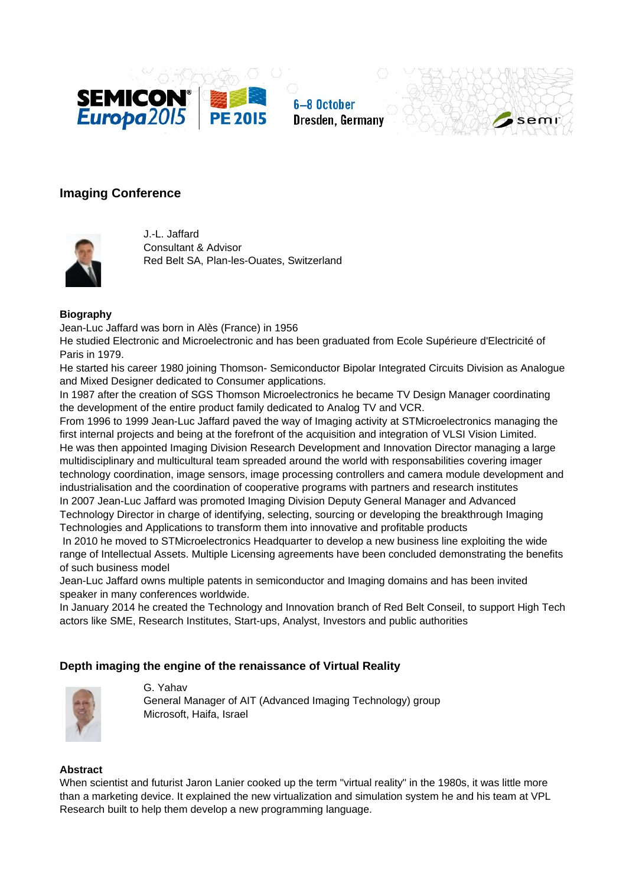## Imaging Conference

J.-L. Jaffard
Consultant & Advisor
Red Belt SA, Plan-les-Ouates, Switzerland

**Biography**

Jean-Luc Jaffard was born in Alès (France) in 1956
He studied Electronic and Microelectronic and has been graduated from Ecole Supérieure d'Electricité of Paris in 1979.
He started his career 1980 joining Thomson- Semiconductor Bipolar Integrated Circuits Division as Analogue and Mixed Designer dedicated to Consumer applications.
In 1987 after the creation of SGS Thomson Microelectronics he became TV Design Manager coordinating the development of the entire product family dedicated to Analog TV and VCR.
From 1996 to 1999 Jean-Luc Jaffard paved the way of Imaging activity at STMicroelectronics managing the first internal projects and being at the forefront of the acquisition and integration of VLSI Vision Limited.
He was then appointed Imaging Division Research Development and Innovation Director managing a large multidisciplinary and multicultural team spreaded around the world with responsabilities covering imager technology coordination, image sensors, image processing controllers and camera module development and industrialisation and the coordination of cooperative programs with partners and research institutes
In 2007 Jean-Luc Jaffard was promoted Imaging Division Deputy General Manager and Advanced Technology Director in charge of identifying, selecting, sourcing or developing the breakthrough Imaging Technologies and Applications to transform them into innovative and profitable products
In 2010 he moved to STMicroelectronics Headquarter to develop a new business line exploiting the wide range of Intellectual Assets. Multiple Licensing agreements have been concluded demonstrating the benefits of such business model
Jean-Luc Jaffard owns multiple patents in semiconductor and Imaging domains and has been invited speaker in many conferences worldwide.
In January 2014 he created the Technology and Innovation branch of Red Belt Conseil, to support High Tech actors like SME, Research Institutes, Start-ups, Analyst, Investors and public authorities

### Depth imaging the engine of the renaissance of Virtual Reality

G. Yahav
General Manager of AIT (Advanced Imaging Technology) group
Microsoft, Haifa, Israel

**Abstract**

When scientist and futurist Jaron Lanier cooked up the term "virtual reality" in the 1980s, it was little more than a marketing device. It explained the new virtualization and simulation system he and his team at VPL Research built to help them develop a new programming language.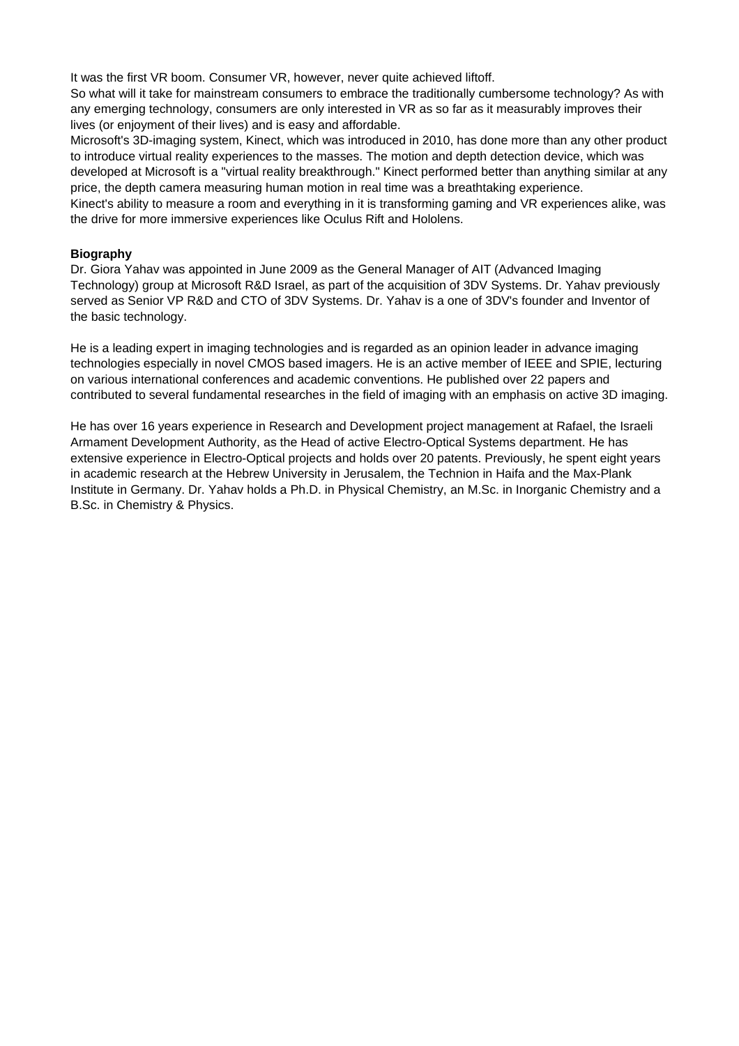It was the first VR boom. Consumer VR, however, never quite achieved liftoff.

So what will it take for mainstream consumers to embrace the traditionally cumbersome technology? As with any emerging technology, consumers are only interested in VR as so far as it measurably improves their lives (or enjoyment of their lives) and is easy and affordable.

Microsoft's 3D-imaging system, Kinect, which was introduced in 2010, has done more than any other product to introduce virtual reality experiences to the masses. The motion and depth detection device, which was developed at Microsoft is a "virtual reality breakthrough." Kinect performed better than anything similar at any price, the depth camera measuring human motion in real time was a breathtaking experience.

Kinect's ability to measure a room and everything in it is transforming gaming and VR experiences alike, was the drive for more immersive experiences like Oculus Rift and Hololens.

**Biography**

Dr. Giora Yahav was appointed in June 2009 as the General Manager of AIT (Advanced Imaging Technology) group at Microsoft R&D Israel, as part of the acquisition of 3DV Systems. Dr. Yahav previously served as Senior VP R&D and CTO of 3DV Systems. Dr. Yahav is a one of 3DV's founder and Inventor of the basic technology.

He is a leading expert in imaging technologies and is regarded as an opinion leader in advance imaging technologies especially in novel CMOS based imagers. He is an active member of IEEE and SPIE, lecturing on various international conferences and academic conventions. He published over 22 papers and contributed to several fundamental researches in the field of imaging with an emphasis on active 3D imaging.

He has over 16 years experience in Research and Development project management at Rafael, the Israeli Armament Development Authority, as the Head of active Electro-Optical Systems department. He has extensive experience in Electro-Optical projects and holds over 20 patents. Previously, he spent eight years in academic research at the Hebrew University in Jerusalem, the Technion in Haifa and the Max-Plank Institute in Germany. Dr. Yahav holds a Ph.D. in Physical Chemistry, an M.Sc. in Inorganic Chemistry and a B.Sc. in Chemistry & Physics.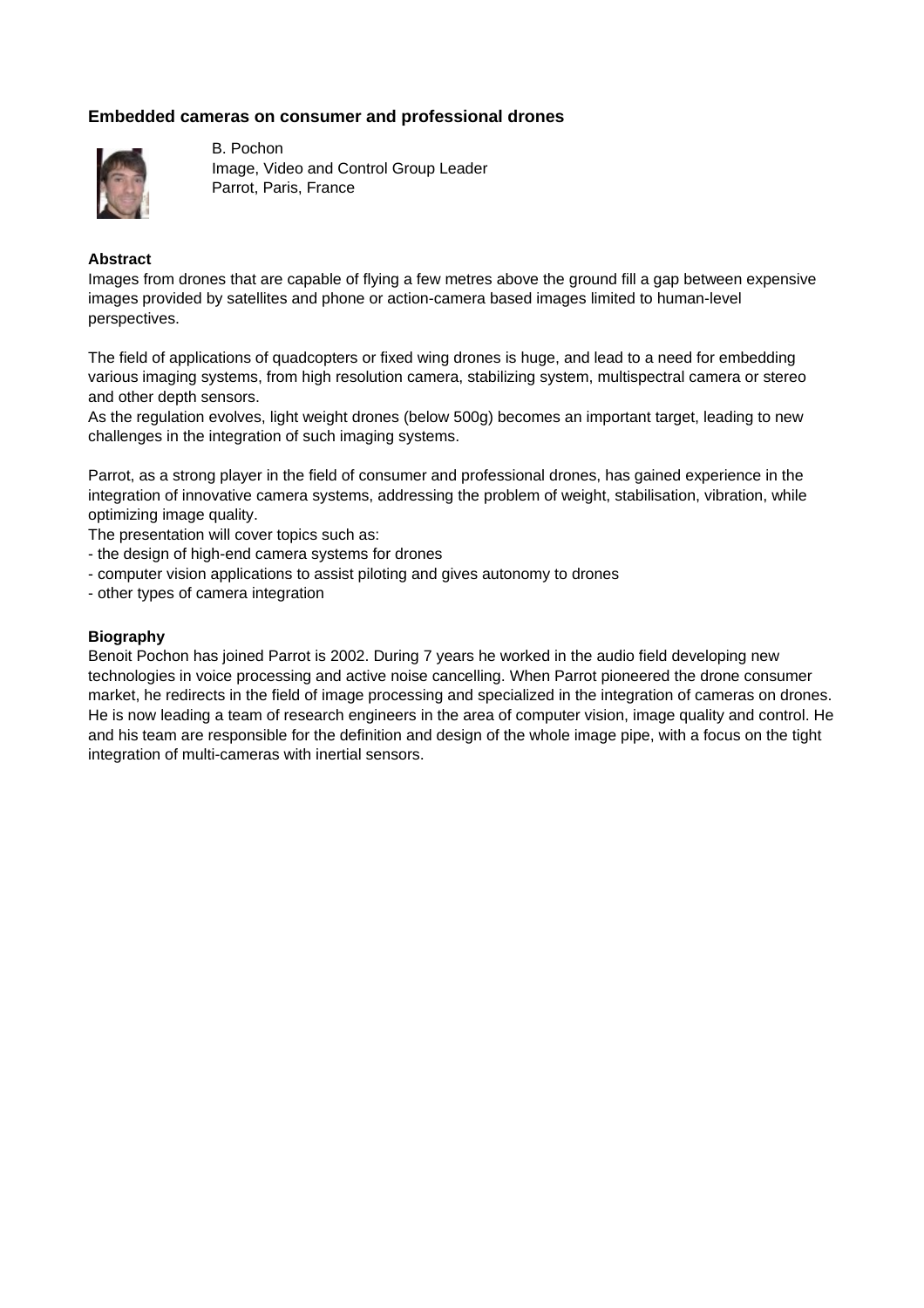## Embedded cameras on consumer and professional drones

B. Pochon
Image, Video and Control Group Leader
Parrot, Paris, France

**Abstract**

Images from drones that are capable of flying a few metres above the ground fill a gap between expensive images provided by satellites and phone or action-camera based images limited to human-level perspectives.

The field of applications of quadcopters or fixed wing drones is huge, and lead to a need for embedding various imaging systems, from high resolution camera, stabilizing system, multispectral camera or stereo and other depth sensors.
As the regulation evolves, light weight drones (below 500g) becomes an important target, leading to new challenges in the integration of such imaging systems.

Parrot, as a strong player in the field of consumer and professional drones, has gained experience in the integration of innovative camera systems, addressing the problem of weight, stabilisation, vibration, while optimizing image quality.
The presentation will cover topics such as:
- the design of high-end camera systems for drones
- computer vision applications to assist piloting and gives autonomy to drones
- other types of camera integration

**Biography**

Benoit Pochon has joined Parrot is 2002. During 7 years he worked in the audio field developing new technologies in voice processing and active noise cancelling. When Parrot pioneered the drone consumer market, he redirects in the field of image processing and specialized in the integration of cameras on drones. He is now leading a team of research engineers in the area of computer vision, image quality and control. He and his team are responsible for the definition and design of the whole image pipe, with a focus on the tight integration of multi-cameras with inertial sensors.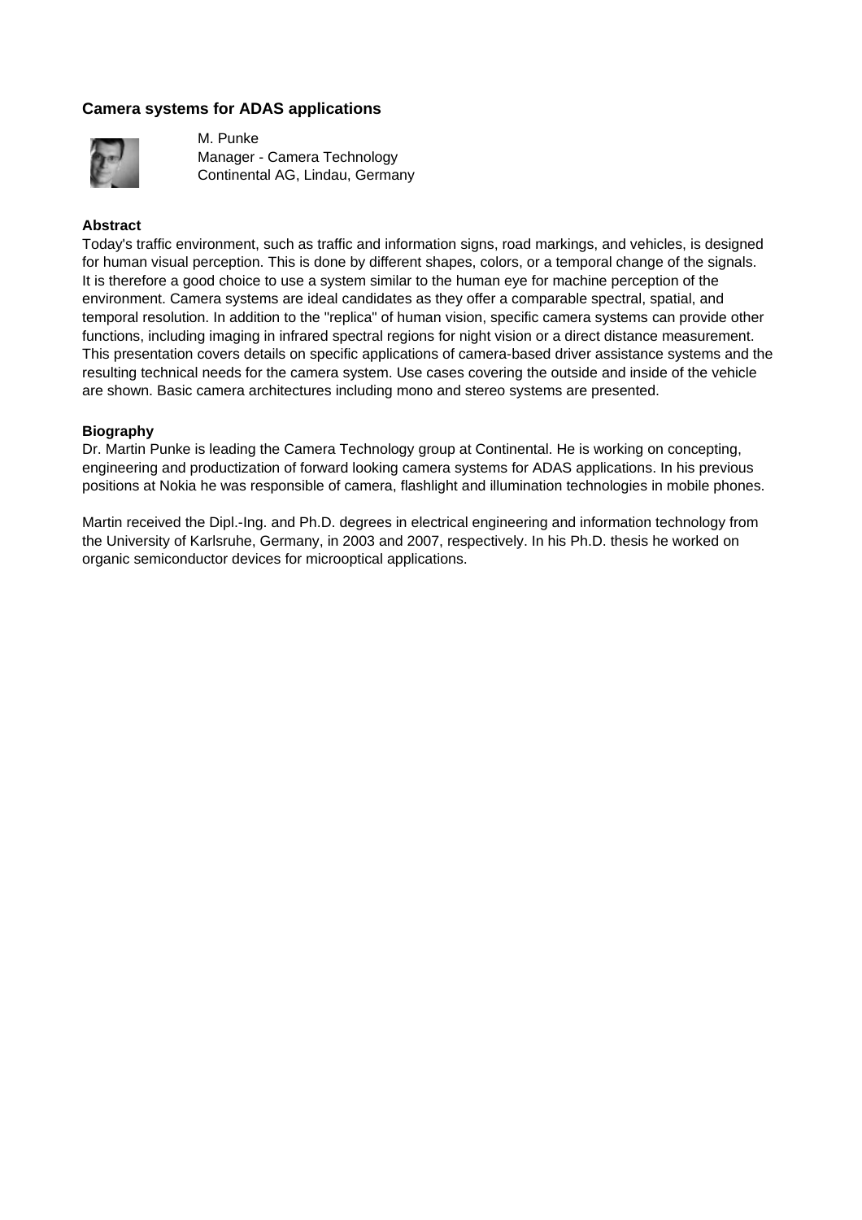### Camera systems for ADAS applications

M. Punke
Manager - Camera Technology
Continental AG, Lindau, Germany

**Abstract**

Today's traffic environment, such as traffic and information signs, road markings, and vehicles, is designed for human visual perception. This is done by different shapes, colors, or a temporal change of the signals. It is therefore a good choice to use a system similar to the human eye for machine perception of the environment. Camera systems are ideal candidates as they offer a comparable spectral, spatial, and temporal resolution. In addition to the "replica" of human vision, specific camera systems can provide other functions, including imaging in infrared spectral regions for night vision or a direct distance measurement. This presentation covers details on specific applications of camera-based driver assistance systems and the resulting technical needs for the camera system. Use cases covering the outside and inside of the vehicle are shown. Basic camera architectures including mono and stereo systems are presented.

**Biography**

Dr. Martin Punke is leading the Camera Technology group at Continental. He is working on concepting, engineering and productization of forward looking camera systems for ADAS applications. In his previous positions at Nokia he was responsible of camera, flashlight and illumination technologies in mobile phones.

Martin received the Dipl.-Ing. and Ph.D. degrees in electrical engineering and information technology from the University of Karlsruhe, Germany, in 2003 and 2007, respectively. In his Ph.D. thesis he worked on organic semiconductor devices for microoptical applications.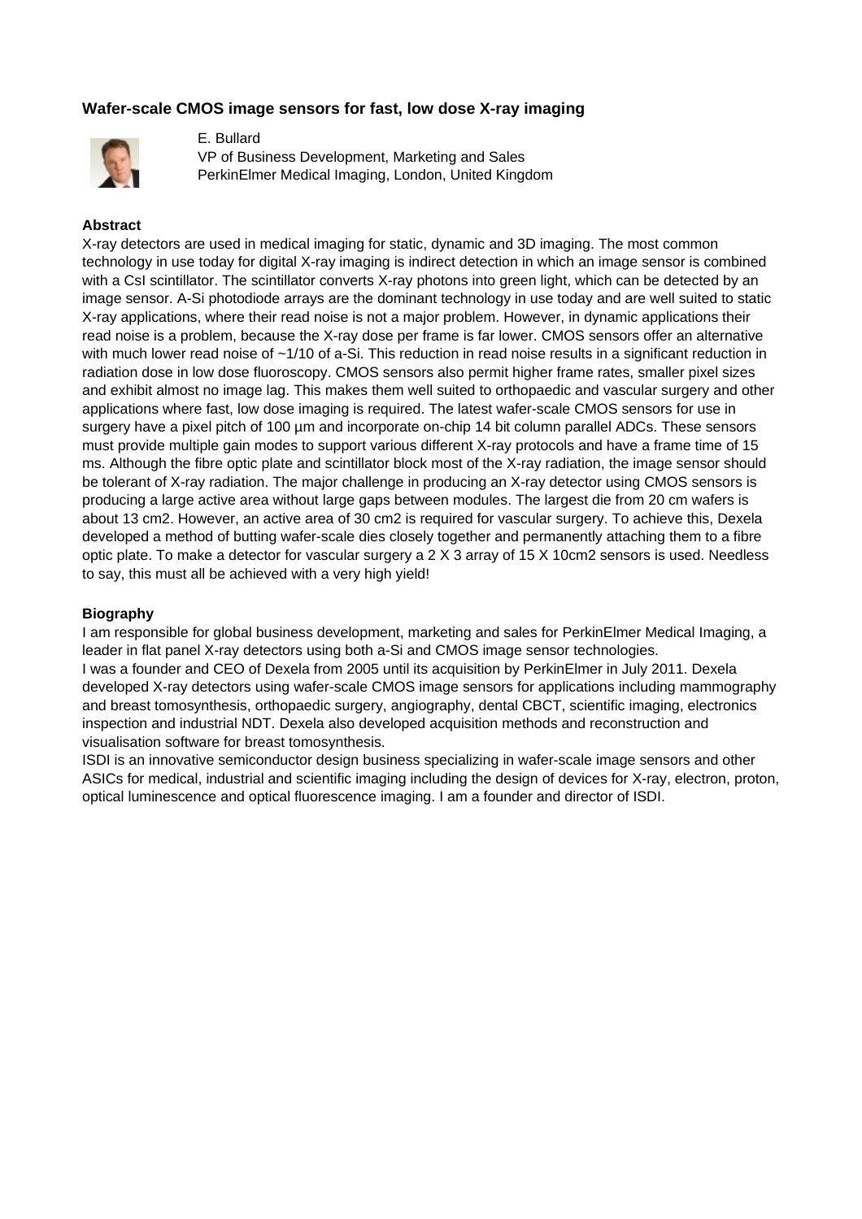## Wafer-scale CMOS image sensors for fast, low dose X-ray imaging

E. Bullard
VP of Business Development, Marketing and Sales
PerkinElmer Medical Imaging, London, United Kingdom

### Abstract

X-ray detectors are used in medical imaging for static, dynamic and 3D imaging. The most common technology in use today for digital X-ray imaging is indirect detection in which an image sensor is combined with a CsI scintillator. The scintillator converts X-ray photons into green light, which can be detected by an image sensor. A-Si photodiode arrays are the dominant technology in use today and are well suited to static X-ray applications, where their read noise is not a major problem. However, in dynamic applications their read noise is a problem, because the X-ray dose per frame is far lower. CMOS sensors offer an alternative with much lower read noise of ~1/10 of a-Si. This reduction in read noise results in a significant reduction in radiation dose in low dose fluoroscopy. CMOS sensors also permit higher frame rates, smaller pixel sizes and exhibit almost no image lag. This makes them well suited to orthopaedic and vascular surgery and other applications where fast, low dose imaging is required. The latest wafer-scale CMOS sensors for use in surgery have a pixel pitch of 100 µm and incorporate on-chip 14 bit column parallel ADCs. These sensors must provide multiple gain modes to support various different X-ray protocols and have a frame time of 15 ms. Although the fibre optic plate and scintillator block most of the X-ray radiation, the image sensor should be tolerant of X-ray radiation. The major challenge in producing an X-ray detector using CMOS sensors is producing a large active area without large gaps between modules. The largest die from 20 cm wafers is about 13 cm2. However, an active area of 30 cm2 is required for vascular surgery. To achieve this, Dexela developed a method of butting wafer-scale dies closely together and permanently attaching them to a fibre optic plate. To make a detector for vascular surgery a 2 X 3 array of 15 X 10cm2 sensors is used. Needless to say, this must all be achieved with a very high yield!

### Biography

I am responsible for global business development, marketing and sales for PerkinElmer Medical Imaging, a leader in flat panel X-ray detectors using both a-Si and CMOS image sensor technologies.

I was a founder and CEO of Dexela from 2005 until its acquisition by PerkinElmer in July 2011. Dexela developed X-ray detectors using wafer-scale CMOS image sensors for applications including mammography and breast tomosynthesis, orthopaedic surgery, angiography, dental CBCT, scientific imaging, electronics inspection and industrial NDT. Dexela also developed acquisition methods and reconstruction and visualisation software for breast tomosynthesis.

ISDI is an innovative semiconductor design business specializing in wafer-scale image sensors and other ASICs for medical, industrial and scientific imaging including the design of devices for X-ray, electron, proton, optical luminescence and optical fluorescence imaging. I am a founder and director of ISDI.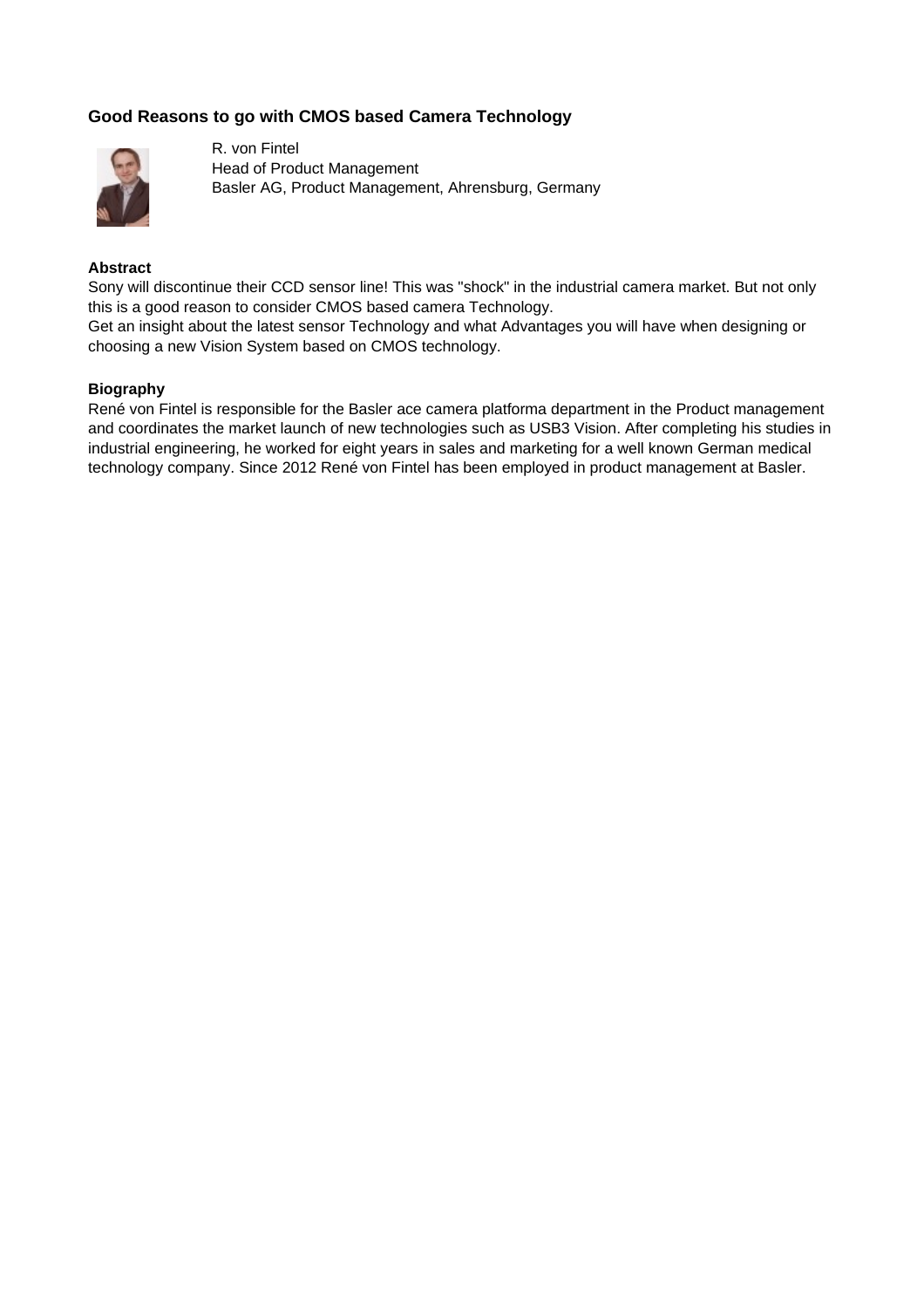## Good Reasons to go with CMOS based Camera Technology

R. von Fintel
Head of Product Management
Basler AG, Product Management, Ahrensburg, Germany

**Abstract**

Sony will discontinue their CCD sensor line! This was "shock" in the industrial camera market. But not only this is a good reason to consider CMOS based camera Technology.
Get an insight about the latest sensor Technology and what Advantages you will have when designing or choosing a new Vision System based on CMOS technology.

**Biography**

René von Fintel is responsible for the Basler ace camera platforma department in the Product management and coordinates the market launch of new technologies such as USB3 Vision. After completing his studies in industrial engineering, he worked for eight years in sales and marketing for a well known German medical technology company. Since 2012 René von Fintel has been employed in product management at Basler.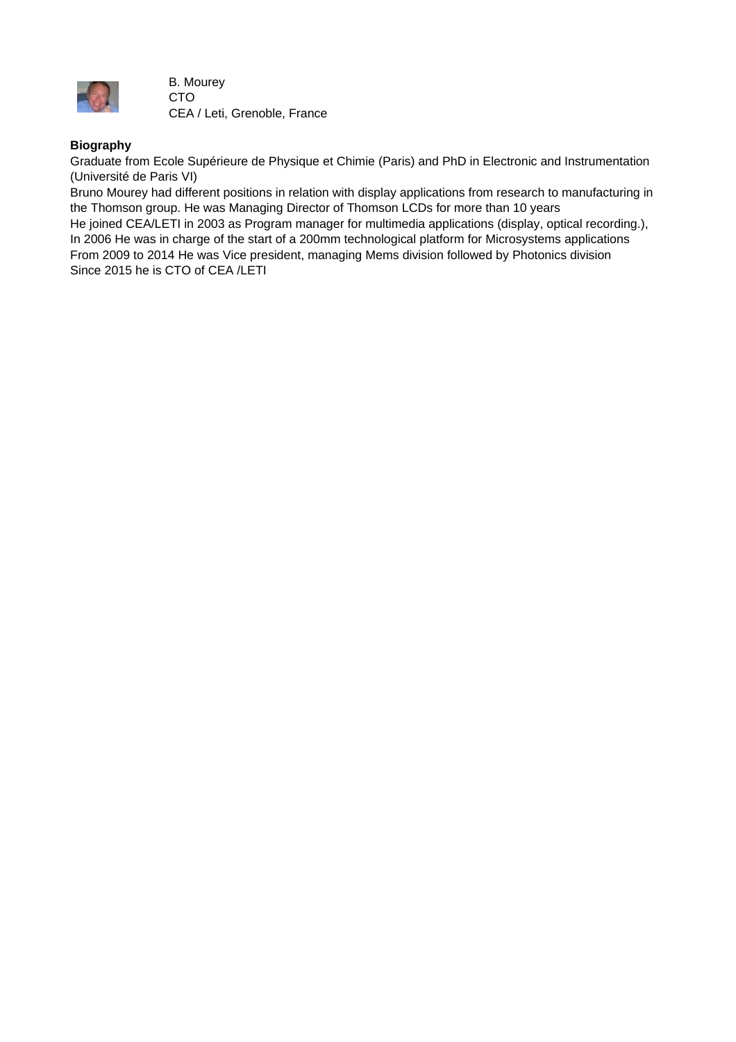B. Mourey
CTO
CEA / Leti, Grenoble, France

**Biography**

Graduate from Ecole Supérieure de Physique et Chimie (Paris) and PhD in Electronic and Instrumentation (Université de Paris VI)
Bruno Mourey had different positions in relation with display applications from research to manufacturing in the Thomson group. He was Managing Director of Thomson LCDs for more than 10 years
He joined CEA/LETI in 2003 as Program manager for multimedia applications (display, optical recording.),
In 2006 He was in charge of the start of a 200mm technological platform for Microsystems applications
From 2009 to 2014 He was Vice president, managing Mems division followed by Photonics division
Since 2015 he is CTO of CEA /LETI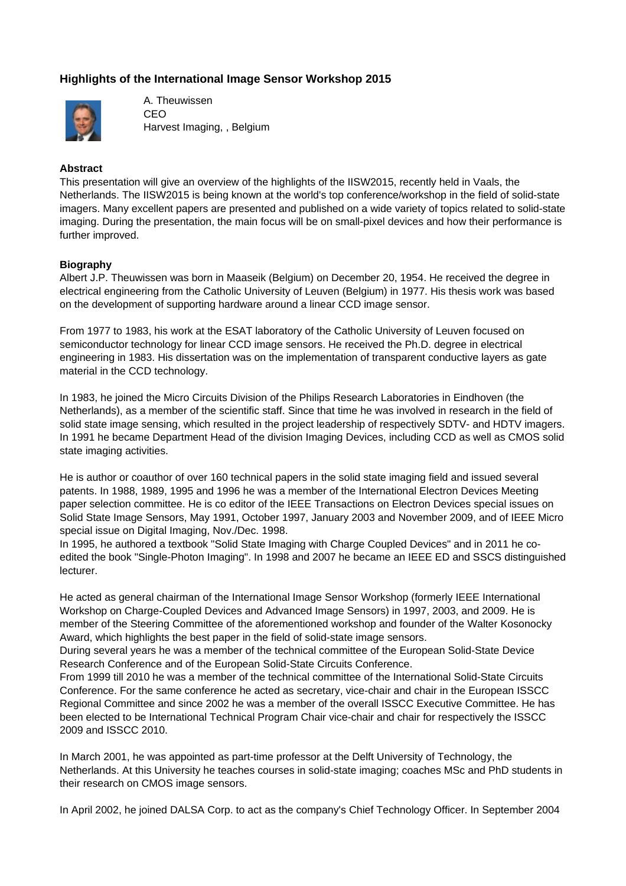### Highlights of the International Image Sensor Workshop 2015

A. Theuwissen
CEO
Harvest Imaging, , Belgium

**Abstract**

This presentation will give an overview of the highlights of the IISW2015, recently held in Vaals, the Netherlands. The IISW2015 is being known at the world's top conference/workshop in the field of solid-state imagers. Many excellent papers are presented and published on a wide variety of topics related to solid-state imaging. During the presentation, the main focus will be on small-pixel devices and how their performance is further improved.

**Biography**

Albert J.P. Theuwissen was born in Maaseik (Belgium) on December 20, 1954. He received the degree in electrical engineering from the Catholic University of Leuven (Belgium) in 1977. His thesis work was based on the development of supporting hardware around a linear CCD image sensor.

From 1977 to 1983, his work at the ESAT laboratory of the Catholic University of Leuven focused on semiconductor technology for linear CCD image sensors. He received the Ph.D. degree in electrical engineering in 1983. His dissertation was on the implementation of transparent conductive layers as gate material in the CCD technology.

In 1983, he joined the Micro Circuits Division of the Philips Research Laboratories in Eindhoven (the Netherlands), as a member of the scientific staff. Since that time he was involved in research in the field of solid state image sensing, which resulted in the project leadership of respectively SDTV- and HDTV imagers. In 1991 he became Department Head of the division Imaging Devices, including CCD as well as CMOS solid state imaging activities.

He is author or coauthor of over 160 technical papers in the solid state imaging field and issued several patents. In 1988, 1989, 1995 and 1996 he was a member of the International Electron Devices Meeting paper selection committee. He is co editor of the IEEE Transactions on Electron Devices special issues on Solid State Image Sensors, May 1991, October 1997, January 2003 and November 2009, and of IEEE Micro special issue on Digital Imaging, Nov./Dec. 1998.
In 1995, he authored a textbook "Solid State Imaging with Charge Coupled Devices" and in 2011 he co-edited the book "Single-Photon Imaging". In 1998 and 2007 he became an IEEE ED and SSCS distinguished lecturer.

He acted as general chairman of the International Image Sensor Workshop (formerly IEEE International Workshop on Charge-Coupled Devices and Advanced Image Sensors) in 1997, 2003, and 2009. He is member of the Steering Committee of the aforementioned workshop and founder of the Walter Kosonocky Award, which highlights the best paper in the field of solid-state image sensors.
During several years he was a member of the technical committee of the European Solid-State Device Research Conference and of the European Solid-State Circuits Conference.
From 1999 till 2010 he was a member of the technical committee of the International Solid-State Circuits Conference. For the same conference he acted as secretary, vice-chair and chair in the European ISSCC Regional Committee and since 2002 he was a member of the overall ISSCC Executive Committee. He has been elected to be International Technical Program Chair vice-chair and chair for respectively the ISSCC 2009 and ISSCC 2010.

In March 2001, he was appointed as part-time professor at the Delft University of Technology, the Netherlands. At this University he teaches courses in solid-state imaging; coaches MSc and PhD students in their research on CMOS image sensors.

In April 2002, he joined DALSA Corp. to act as the company's Chief Technology Officer. In September 2004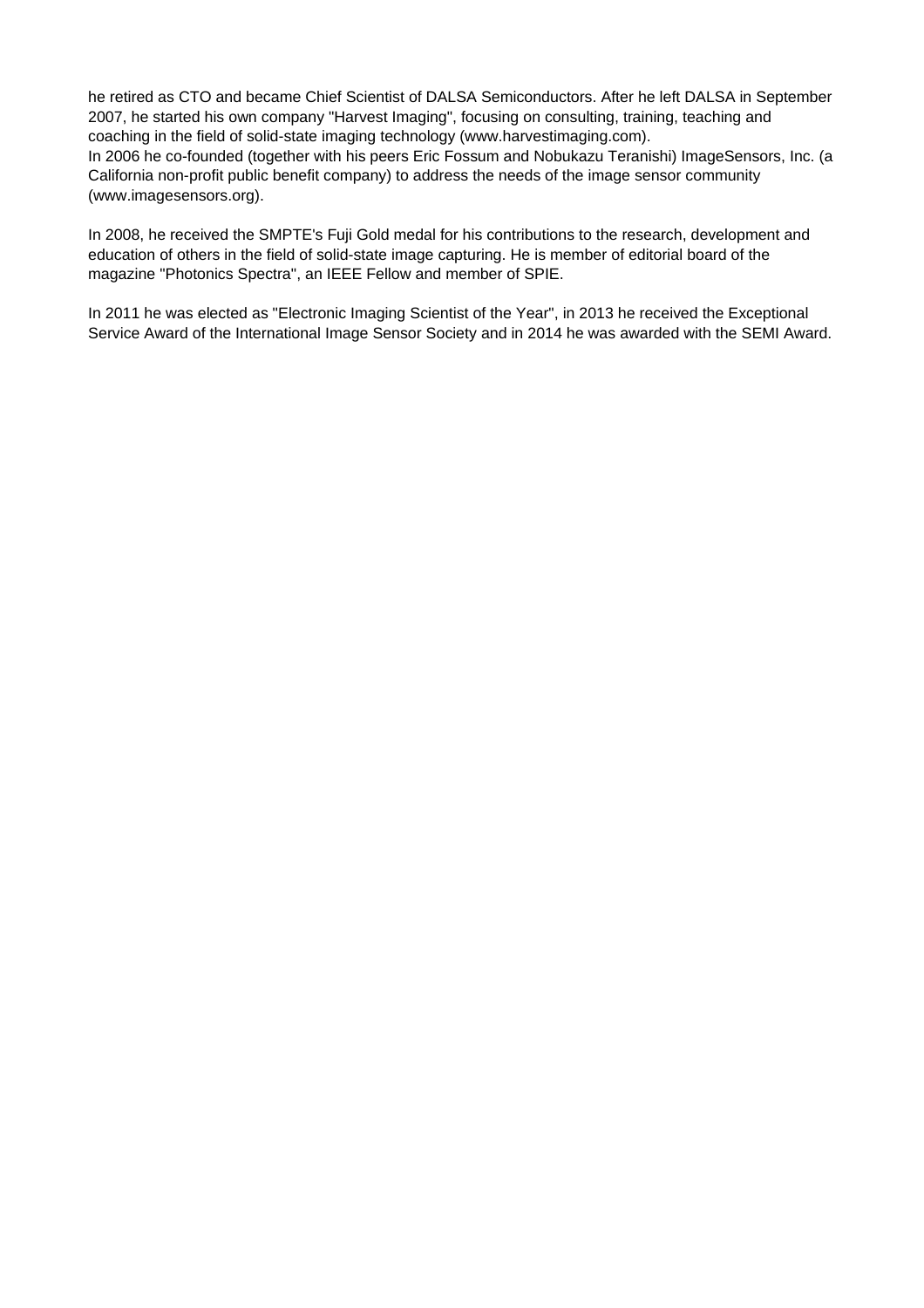he retired as CTO and became Chief Scientist of DALSA Semiconductors. After he left DALSA in September 2007, he started his own company "Harvest Imaging", focusing on consulting, training, teaching and coaching in the field of solid-state imaging technology (www.harvestimaging.com).
In 2006 he co-founded (together with his peers Eric Fossum and Nobukazu Teranishi) ImageSensors, Inc. (a California non-profit public benefit company) to address the needs of the image sensor community (www.imagesensors.org).

In 2008, he received the SMPTE's Fuji Gold medal for his contributions to the research, development and education of others in the field of solid-state image capturing. He is member of editorial board of the magazine "Photonics Spectra", an IEEE Fellow and member of SPIE.

In 2011 he was elected as "Electronic Imaging Scientist of the Year", in 2013 he received the Exceptional Service Award of the International Image Sensor Society and in 2014 he was awarded with the SEMI Award.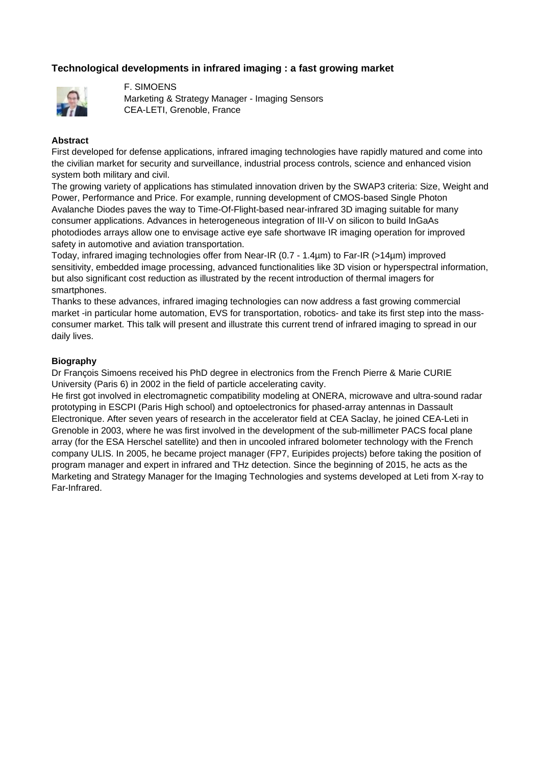## Technological developments in infrared imaging : a fast growing market

F. SIMOENS
Marketing & Strategy Manager - Imaging Sensors
CEA-LETI, Grenoble, France

**Abstract**

First developed for defense applications, infrared imaging technologies have rapidly matured and come into the civilian market for security and surveillance, industrial process controls, science and enhanced vision system both military and civil.
The growing variety of applications has stimulated innovation driven by the SWAP3 criteria: Size, Weight and Power, Performance and Price. For example, running development of CMOS-based Single Photon Avalanche Diodes paves the way to Time-Of-Flight-based near-infrared 3D imaging suitable for many consumer applications. Advances in heterogeneous integration of III-V on silicon to build InGaAs photodiodes arrays allow one to envisage active eye safe shortwave IR imaging operation for improved safety in automotive and aviation transportation.
Today, infrared imaging technologies offer from Near-IR (0.7 - 1.4µm) to Far-IR (>14µm) improved sensitivity, embedded image processing, advanced functionalities like 3D vision or hyperspectral information, but also significant cost reduction as illustrated by the recent introduction of thermal imagers for smartphones.
Thanks to these advances, infrared imaging technologies can now address a fast growing commercial market -in particular home automation, EVS for transportation, robotics- and take its first step into the mass-consumer market. This talk will present and illustrate this current trend of infrared imaging to spread in our daily lives.

**Biography**

Dr François Simoens received his PhD degree in electronics from the French Pierre & Marie CURIE University (Paris 6) in 2002 in the field of particle accelerating cavity.
He first got involved in electromagnetic compatibility modeling at ONERA, microwave and ultra-sound radar prototyping in ESCPI (Paris High school) and optoelectronics for phased-array antennas in Dassault Electronique. After seven years of research in the accelerator field at CEA Saclay, he joined CEA-Leti in Grenoble in 2003, where he was first involved in the development of the sub-millimeter PACS focal plane array (for the ESA Herschel satellite) and then in uncooled infrared bolometer technology with the French company ULIS. In 2005, he became project manager (FP7, Euripides projects) before taking the position of program manager and expert in infrared and THz detection. Since the beginning of 2015, he acts as the Marketing and Strategy Manager for the Imaging Technologies and systems developed at Leti from X-ray to Far-Infrared.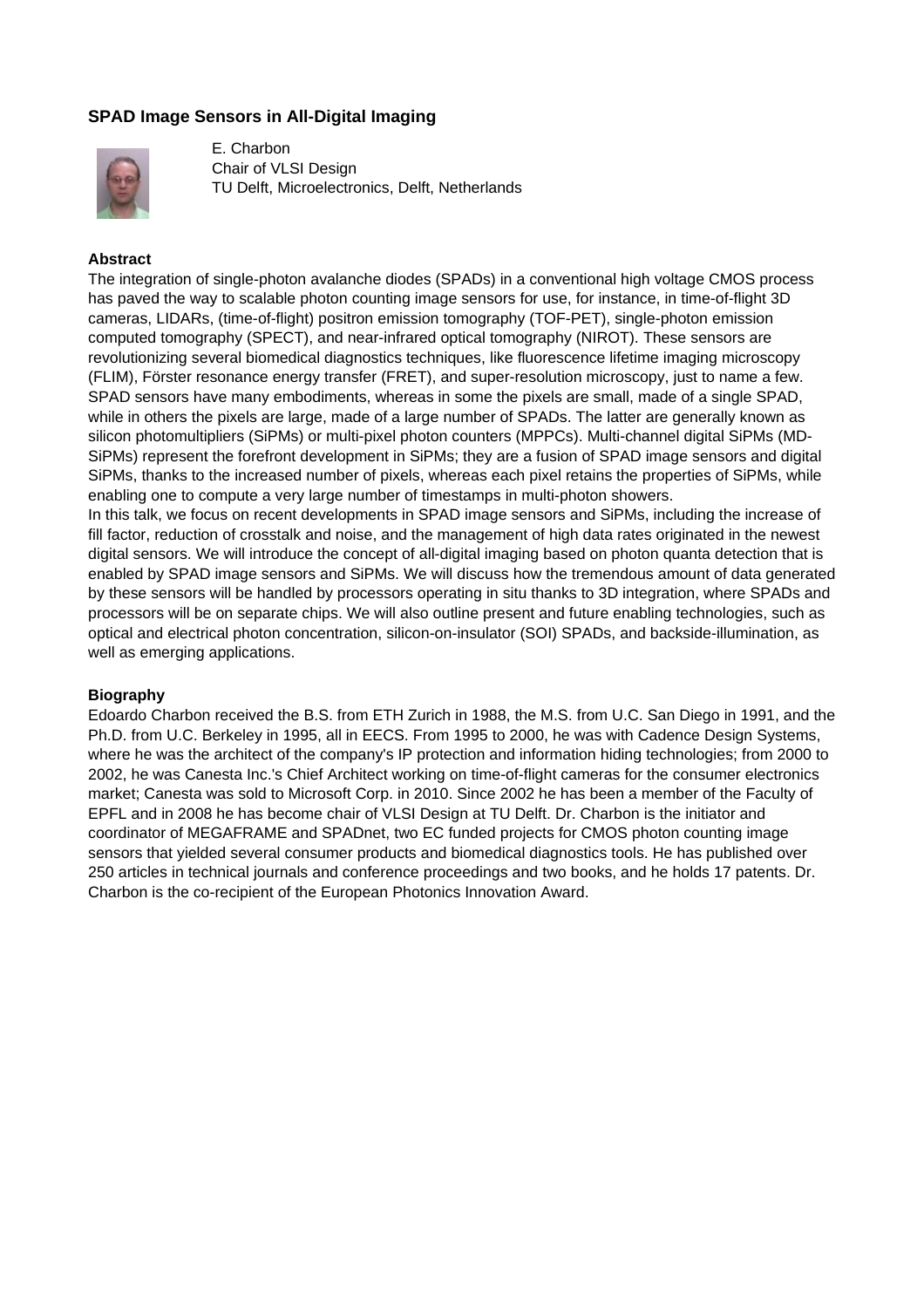## SPAD Image Sensors in All-Digital Imaging

E. Charbon
Chair of VLSI Design
TU Delft, Microelectronics, Delft, Netherlands

### Abstract

The integration of single-photon avalanche diodes (SPADs) in a conventional high voltage CMOS process has paved the way to scalable photon counting image sensors for use, for instance, in time-of-flight 3D cameras, LIDARs, (time-of-flight) positron emission tomography (TOF-PET), single-photon emission computed tomography (SPECT), and near-infrared optical tomography (NIROT). These sensors are revolutionizing several biomedical diagnostics techniques, like fluorescence lifetime imaging microscopy (FLIM), Förster resonance energy transfer (FRET), and super-resolution microscopy, just to name a few. SPAD sensors have many embodiments, whereas in some the pixels are small, made of a single SPAD, while in others the pixels are large, made of a large number of SPADs. The latter are generally known as silicon photomultipliers (SiPMs) or multi-pixel photon counters (MPPCs). Multi-channel digital SiPMs (MD-SiPMs) represent the forefront development in SiPMs; they are a fusion of SPAD image sensors and digital SiPMs, thanks to the increased number of pixels, whereas each pixel retains the properties of SiPMs, while enabling one to compute a very large number of timestamps in multi-photon showers.

In this talk, we focus on recent developments in SPAD image sensors and SiPMs, including the increase of fill factor, reduction of crosstalk and noise, and the management of high data rates originated in the newest digital sensors. We will introduce the concept of all-digital imaging based on photon quanta detection that is enabled by SPAD image sensors and SiPMs. We will discuss how the tremendous amount of data generated by these sensors will be handled by processors operating in situ thanks to 3D integration, where SPADs and processors will be on separate chips. We will also outline present and future enabling technologies, such as optical and electrical photon concentration, silicon-on-insulator (SOI) SPADs, and backside-illumination, as well as emerging applications.

### Biography

Edoardo Charbon received the B.S. from ETH Zurich in 1988, the M.S. from U.C. San Diego in 1991, and the Ph.D. from U.C. Berkeley in 1995, all in EECS. From 1995 to 2000, he was with Cadence Design Systems, where he was the architect of the company's IP protection and information hiding technologies; from 2000 to 2002, he was Canesta Inc.'s Chief Architect working on time-of-flight cameras for the consumer electronics market; Canesta was sold to Microsoft Corp. in 2010. Since 2002 he has been a member of the Faculty of EPFL and in 2008 he has become chair of VLSI Design at TU Delft. Dr. Charbon is the initiator and coordinator of MEGAFRAME and SPADnet, two EC funded projects for CMOS photon counting image sensors that yielded several consumer products and biomedical diagnostics tools. He has published over 250 articles in technical journals and conference proceedings and two books, and he holds 17 patents. Dr. Charbon is the co-recipient of the European Photonics Innovation Award.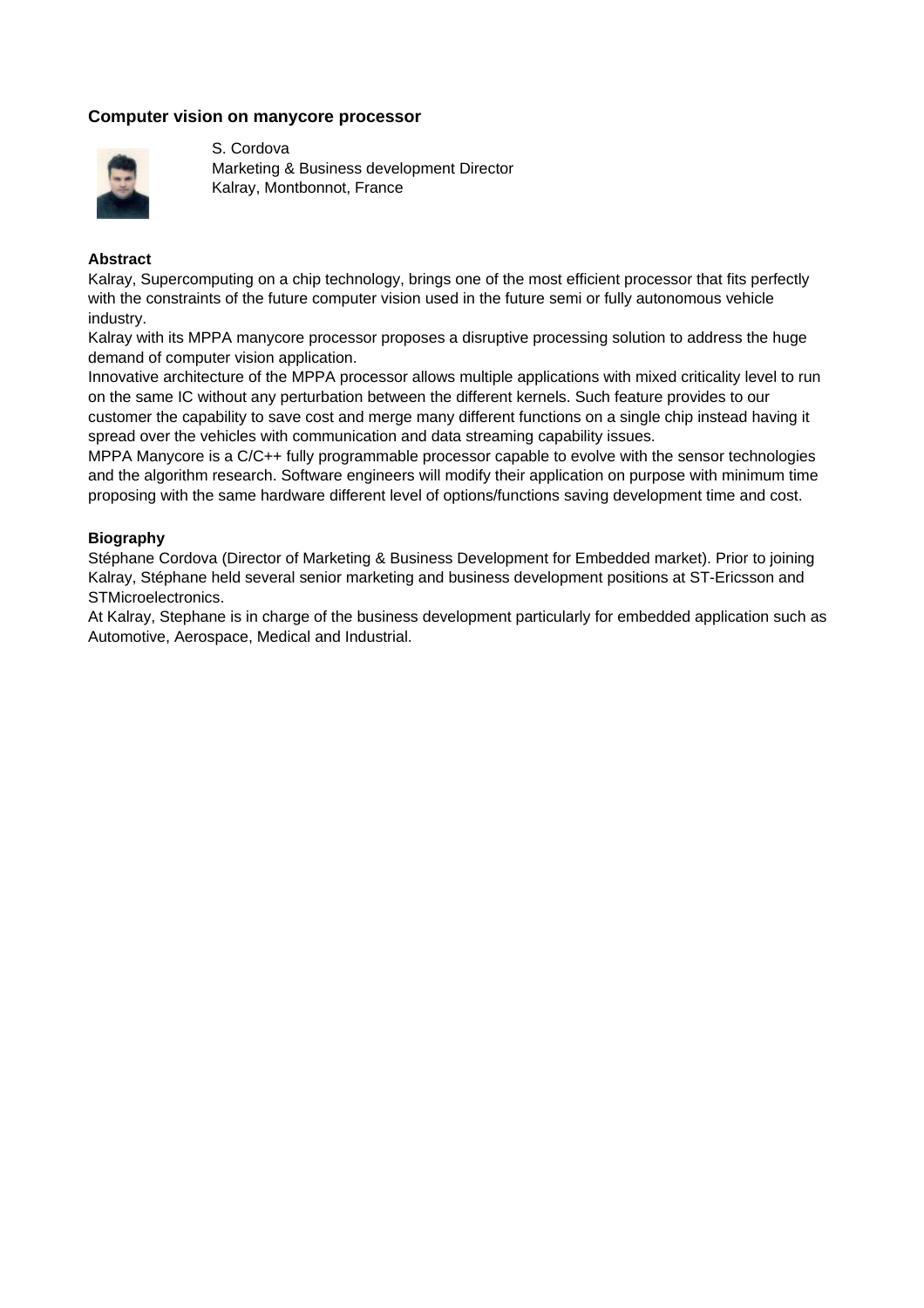### Computer vision on manycore processor

S. Cordova
Marketing & Business development Director
Kalray, Montbonnot, France

**Abstract**

Kalray, Supercomputing on a chip technology, brings one of the most efficient processor that fits perfectly with the constraints of the future computer vision used in the future semi or fully autonomous vehicle industry.
Kalray with its MPPA manycore processor proposes a disruptive processing solution to address the huge demand of computer vision application.
Innovative architecture of the MPPA processor allows multiple applications with mixed criticality level to run on the same IC without any perturbation between the different kernels. Such feature provides to our customer the capability to save cost and merge many different functions on a single chip instead having it spread over the vehicles with communication and data streaming capability issues.
MPPA Manycore is a C/C++ fully programmable processor capable to evolve with the sensor technologies and the algorithm research. Software engineers will modify their application on purpose with minimum time proposing with the same hardware different level of options/functions saving development time and cost.

**Biography**

Stéphane Cordova (Director of Marketing & Business Development for Embedded market). Prior to joining Kalray, Stéphane held several senior marketing and business development positions at ST-Ericsson and STMicroelectronics.
At Kalray, Stephane is in charge of the business development particularly for embedded application such as Automotive, Aerospace, Medical and Industrial.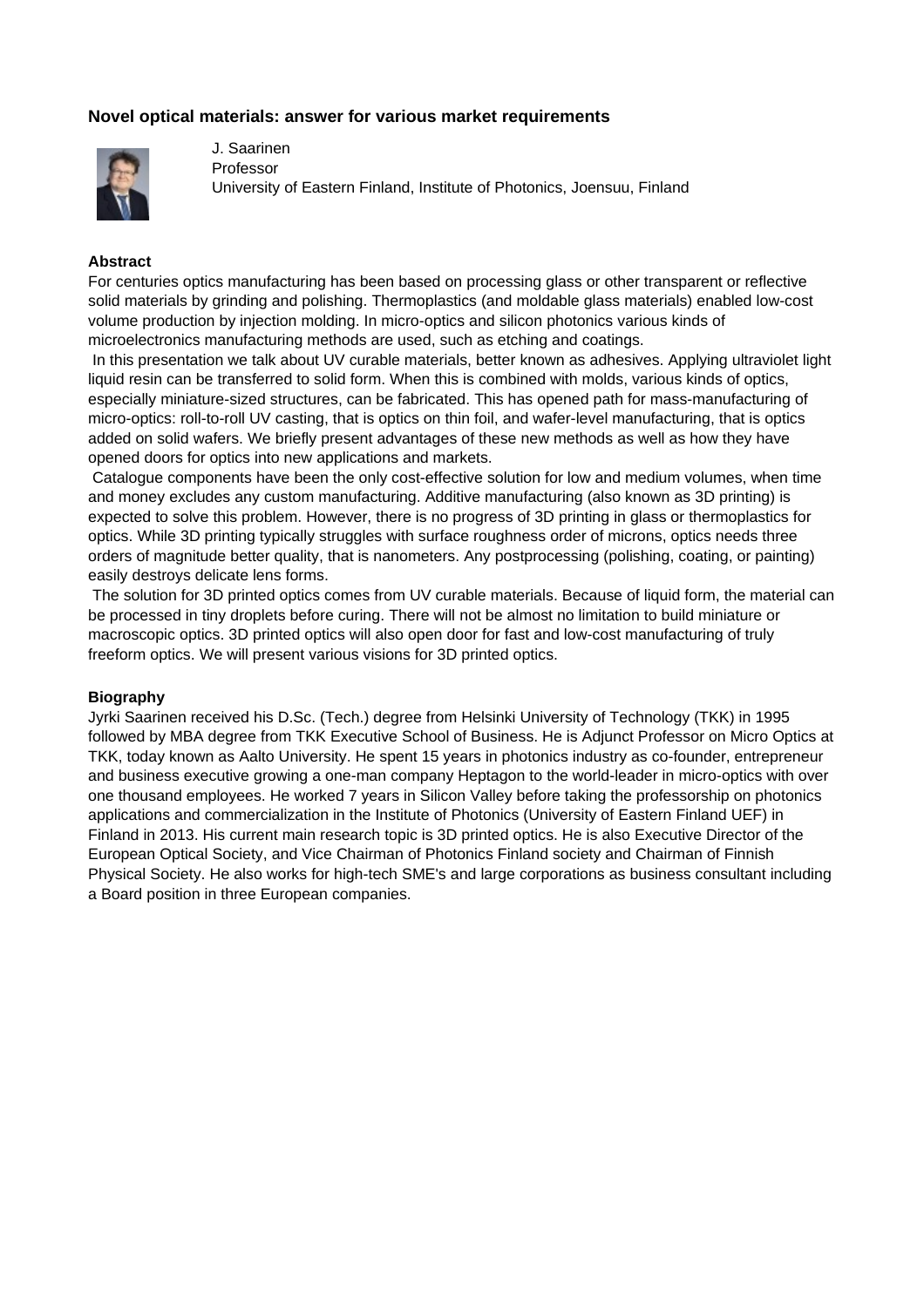### Novel optical materials: answer for various market requirements

J. Saarinen
Professor
University of Eastern Finland, Institute of Photonics, Joensuu, Finland

**Abstract**

For centuries optics manufacturing has been based on processing glass or other transparent or reflective solid materials by grinding and polishing. Thermoplastics (and moldable glass materials) enabled low-cost volume production by injection molding. In micro-optics and silicon photonics various kinds of microelectronics manufacturing methods are used, such as etching and coatings.

In this presentation we talk about UV curable materials, better known as adhesives. Applying ultraviolet light liquid resin can be transferred to solid form. When this is combined with molds, various kinds of optics, especially miniature-sized structures, can be fabricated. This has opened path for mass-manufacturing of micro-optics: roll-to-roll UV casting, that is optics on thin foil, and wafer-level manufacturing, that is optics added on solid wafers. We briefly present advantages of these new methods as well as how they have opened doors for optics into new applications and markets.

Catalogue components have been the only cost-effective solution for low and medium volumes, when time and money excludes any custom manufacturing. Additive manufacturing (also known as 3D printing) is expected to solve this problem. However, there is no progress of 3D printing in glass or thermoplastics for optics. While 3D printing typically struggles with surface roughness order of microns, optics needs three orders of magnitude better quality, that is nanometers. Any postprocessing (polishing, coating, or painting) easily destroys delicate lens forms.

The solution for 3D printed optics comes from UV curable materials. Because of liquid form, the material can be processed in tiny droplets before curing. There will not be almost no limitation to build miniature or macroscopic optics. 3D printed optics will also open door for fast and low-cost manufacturing of truly freeform optics. We will present various visions for 3D printed optics.

**Biography**

Jyrki Saarinen received his D.Sc. (Tech.) degree from Helsinki University of Technology (TKK) in 1995 followed by MBA degree from TKK Executive School of Business. He is Adjunct Professor on Micro Optics at TKK, today known as Aalto University. He spent 15 years in photonics industry as co-founder, entrepreneur and business executive growing a one-man company Heptagon to the world-leader in micro-optics with over one thousand employees. He worked 7 years in Silicon Valley before taking the professorship on photonics applications and commercialization in the Institute of Photonics (University of Eastern Finland UEF) in Finland in 2013. His current main research topic is 3D printed optics. He is also Executive Director of the European Optical Society, and Vice Chairman of Photonics Finland society and Chairman of Finnish Physical Society. He also works for high-tech SME's and large corporations as business consultant including a Board position in three European companies.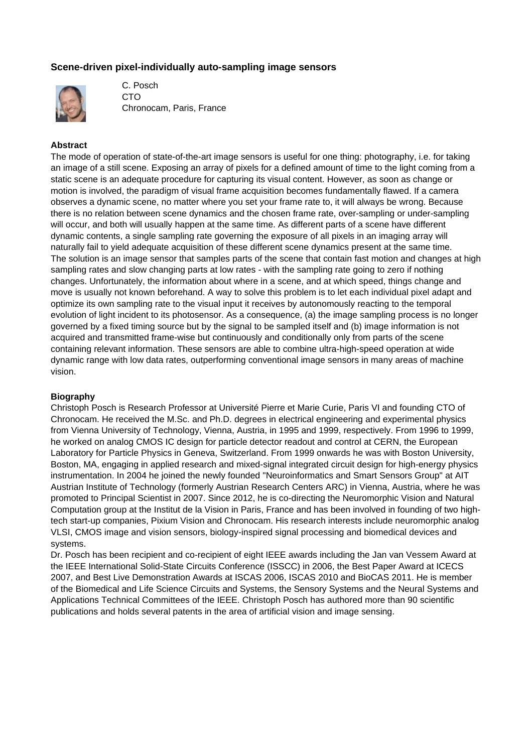### Scene-driven pixel-individually auto-sampling image sensors

C. Posch
CTO
Chronocam, Paris, France

**Abstract**

The mode of operation of state-of-the-art image sensors is useful for one thing: photography, i.e. for taking an image of a still scene. Exposing an array of pixels for a defined amount of time to the light coming from a static scene is an adequate procedure for capturing its visual content. However, as soon as change or motion is involved, the paradigm of visual frame acquisition becomes fundamentally flawed. If a camera observes a dynamic scene, no matter where you set your frame rate to, it will always be wrong. Because there is no relation between scene dynamics and the chosen frame rate, over-sampling or under-sampling will occur, and both will usually happen at the same time. As different parts of a scene have different dynamic contents, a single sampling rate governing the exposure of all pixels in an imaging array will naturally fail to yield adequate acquisition of these different scene dynamics present at the same time. The solution is an image sensor that samples parts of the scene that contain fast motion and changes at high sampling rates and slow changing parts at low rates - with the sampling rate going to zero if nothing changes. Unfortunately, the information about where in a scene, and at which speed, things change and move is usually not known beforehand. A way to solve this problem is to let each individual pixel adapt and optimize its own sampling rate to the visual input it receives by autonomously reacting to the temporal evolution of light incident to its photosensor. As a consequence, (a) the image sampling process is no longer governed by a fixed timing source but by the signal to be sampled itself and (b) image information is not acquired and transmitted frame-wise but continuously and conditionally only from parts of the scene containing relevant information. These sensors are able to combine ultra-high-speed operation at wide dynamic range with low data rates, outperforming conventional image sensors in many areas of machine vision.

**Biography**

Christoph Posch is Research Professor at Université Pierre et Marie Curie, Paris VI and founding CTO of Chronocam. He received the M.Sc. and Ph.D. degrees in electrical engineering and experimental physics from Vienna University of Technology, Vienna, Austria, in 1995 and 1999, respectively. From 1996 to 1999, he worked on analog CMOS IC design for particle detector readout and control at CERN, the European Laboratory for Particle Physics in Geneva, Switzerland. From 1999 onwards he was with Boston University, Boston, MA, engaging in applied research and mixed-signal integrated circuit design for high-energy physics instrumentation. In 2004 he joined the newly founded "Neuroinformatics and Smart Sensors Group" at AIT Austrian Institute of Technology (formerly Austrian Research Centers ARC) in Vienna, Austria, where he was promoted to Principal Scientist in 2007. Since 2012, he is co-directing the Neuromorphic Vision and Natural Computation group at the Institut de la Vision in Paris, France and has been involved in founding of two high-tech start-up companies, Pixium Vision and Chronocam. His research interests include neuromorphic analog VLSI, CMOS image and vision sensors, biology-inspired signal processing and biomedical devices and systems.

Dr. Posch has been recipient and co-recipient of eight IEEE awards including the Jan van Vessem Award at the IEEE International Solid-State Circuits Conference (ISSCC) in 2006, the Best Paper Award at ICECS 2007, and Best Live Demonstration Awards at ISCAS 2006, ISCAS 2010 and BioCAS 2011. He is member of the Biomedical and Life Science Circuits and Systems, the Sensory Systems and the Neural Systems and Applications Technical Committees of the IEEE. Christoph Posch has authored more than 90 scientific publications and holds several patents in the area of artificial vision and image sensing.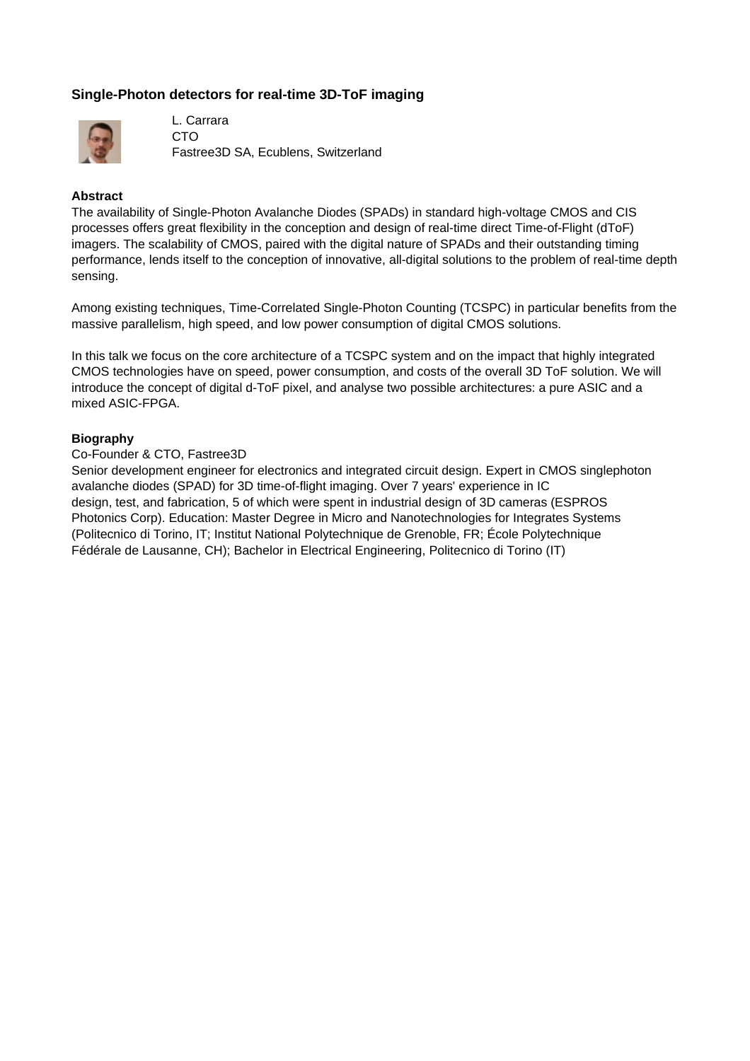### Single-Photon detectors for real-time 3D-ToF imaging

L. Carrara
CTO
Fastree3D SA, Ecublens, Switzerland

**Abstract**

The availability of Single-Photon Avalanche Diodes (SPADs) in standard high-voltage CMOS and CIS processes offers great flexibility in the conception and design of real-time direct Time-of-Flight (dToF) imagers. The scalability of CMOS, paired with the digital nature of SPADs and their outstanding timing performance, lends itself to the conception of innovative, all-digital solutions to the problem of real-time depth sensing.

Among existing techniques, Time-Correlated Single-Photon Counting (TCSPC) in particular benefits from the massive parallelism, high speed, and low power consumption of digital CMOS solutions.

In this talk we focus on the core architecture of a TCSPC system and on the impact that highly integrated CMOS technologies have on speed, power consumption, and costs of the overall 3D ToF solution. We will introduce the concept of digital d-ToF pixel, and analyse two possible architectures: a pure ASIC and a mixed ASIC-FPGA.

**Biography**

Co-Founder & CTO, Fastree3D
Senior development engineer for electronics and integrated circuit design. Expert in CMOS singlephoton avalanche diodes (SPAD) for 3D time-of-flight imaging. Over 7 years' experience in IC design, test, and fabrication, 5 of which were spent in industrial design of 3D cameras (ESPROS Photonics Corp). Education: Master Degree in Micro and Nanotechnologies for Integrates Systems (Politecnico di Torino, IT; Institut National Polytechnique de Grenoble, FR; École Polytechnique Fédérale de Lausanne, CH); Bachelor in Electrical Engineering, Politecnico di Torino (IT)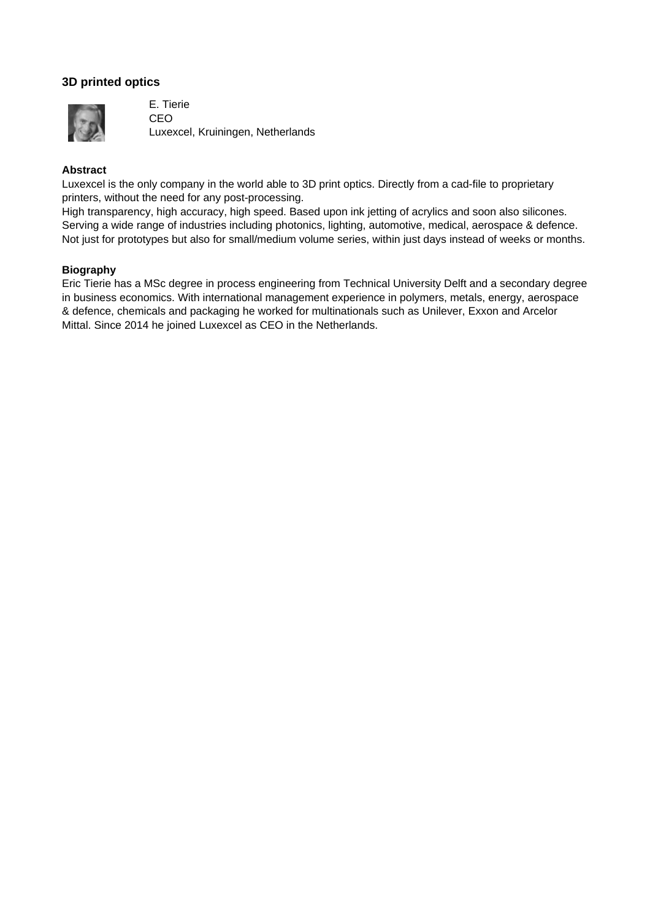### 3D printed optics

E. Tierie
CEO
Luxexcel, Kruiningen, Netherlands

**Abstract**

Luxexcel is the only company in the world able to 3D print optics. Directly from a cad-file to proprietary printers, without the need for any post-processing.
High transparency, high accuracy, high speed. Based upon ink jetting of acrylics and soon also silicones.
Serving a wide range of industries including photonics, lighting, automotive, medical, aerospace & defence.
Not just for prototypes but also for small/medium volume series, within just days instead of weeks or months.

**Biography**

Eric Tierie has a MSc degree in process engineering from Technical University Delft and a secondary degree in business economics. With international management experience in polymers, metals, energy, aerospace & defence, chemicals and packaging he worked for multinationals such as Unilever, Exxon and Arcelor Mittal. Since 2014 he joined Luxexcel as CEO in the Netherlands.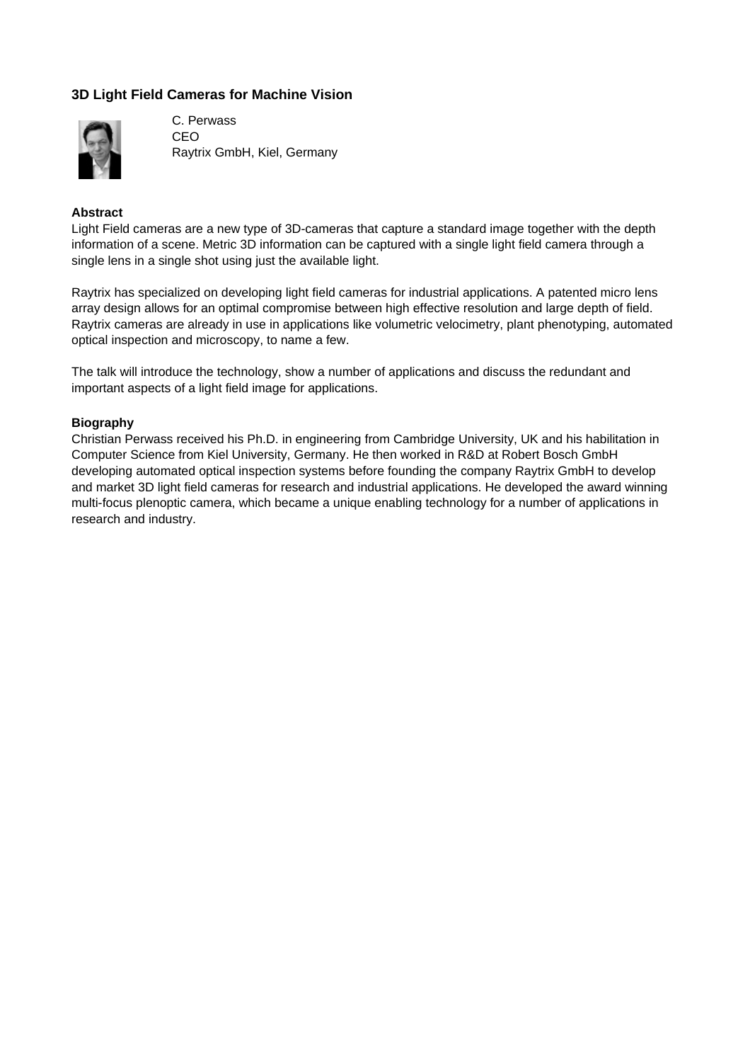### 3D Light Field Cameras for Machine Vision

C. Perwass
CEO
Raytrix GmbH, Kiel, Germany

**Abstract**

Light Field cameras are a new type of 3D-cameras that capture a standard image together with the depth information of a scene. Metric 3D information can be captured with a single light field camera through a single lens in a single shot using just the available light.

Raytrix has specialized on developing light field cameras for industrial applications. A patented micro lens array design allows for an optimal compromise between high effective resolution and large depth of field. Raytrix cameras are already in use in applications like volumetric velocimetry, plant phenotyping, automated optical inspection and microscopy, to name a few.

The talk will introduce the technology, show a number of applications and discuss the redundant and important aspects of a light field image for applications.

**Biography**

Christian Perwass received his Ph.D. in engineering from Cambridge University, UK and his habilitation in Computer Science from Kiel University, Germany. He then worked in R&D at Robert Bosch GmbH developing automated optical inspection systems before founding the company Raytrix GmbH to develop and market 3D light field cameras for research and industrial applications. He developed the award winning multi-focus plenoptic camera, which became a unique enabling technology for a number of applications in research and industry.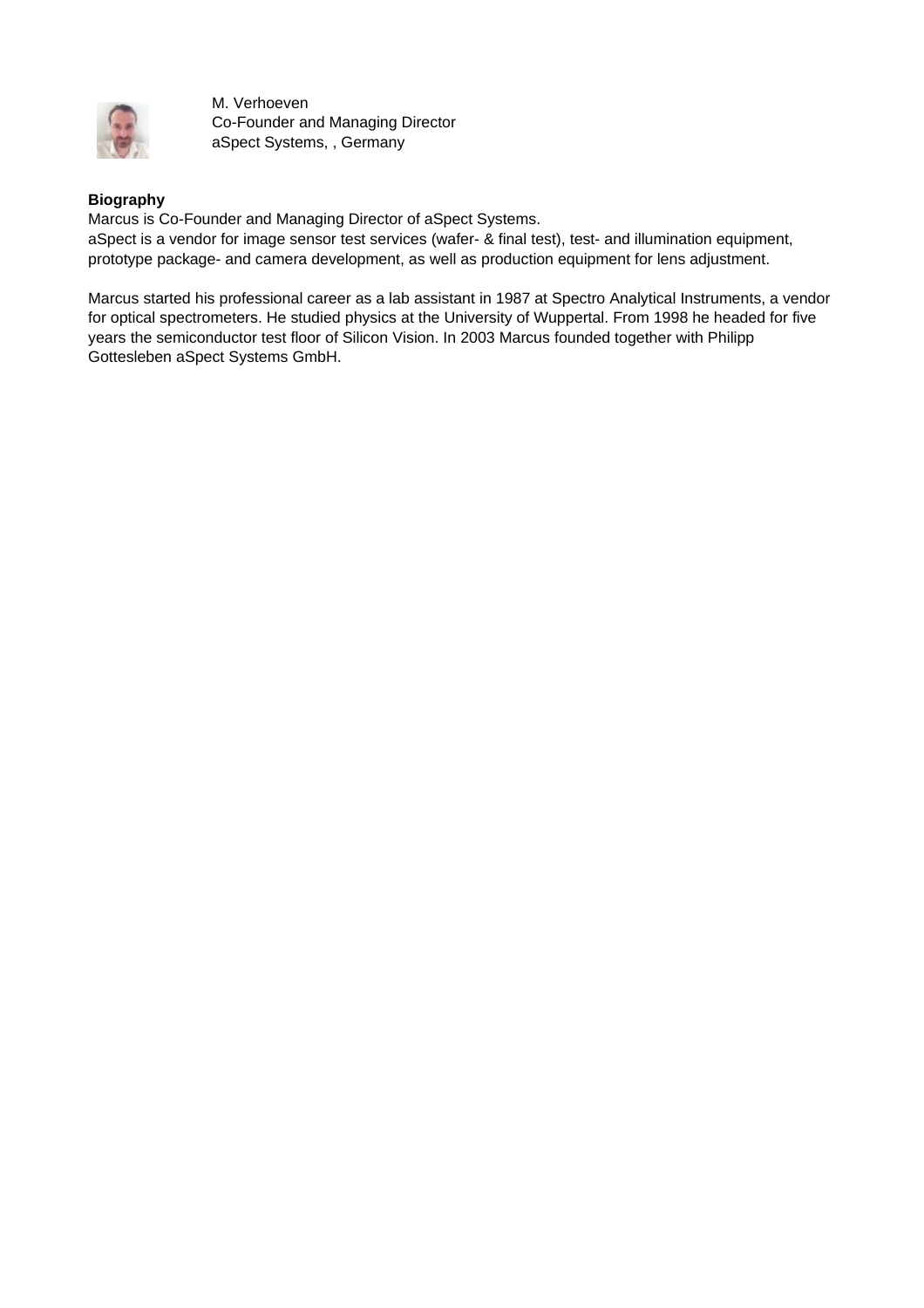M. Verhoeven
Co-Founder and Managing Director
aSpect Systems, , Germany

**Biography**

Marcus is Co-Founder and Managing Director of aSpect Systems.
aSpect is a vendor for image sensor test services (wafer- & final test), test- and illumination equipment, prototype package- and camera development, as well as production equipment for lens adjustment.

Marcus started his professional career as a lab assistant in 1987 at Spectro Analytical Instruments, a vendor for optical spectrometers. He studied physics at the University of Wuppertal. From 1998 he headed for five years the semiconductor test floor of Silicon Vision. In 2003 Marcus founded together with Philipp Gottesleben aSpect Systems GmbH.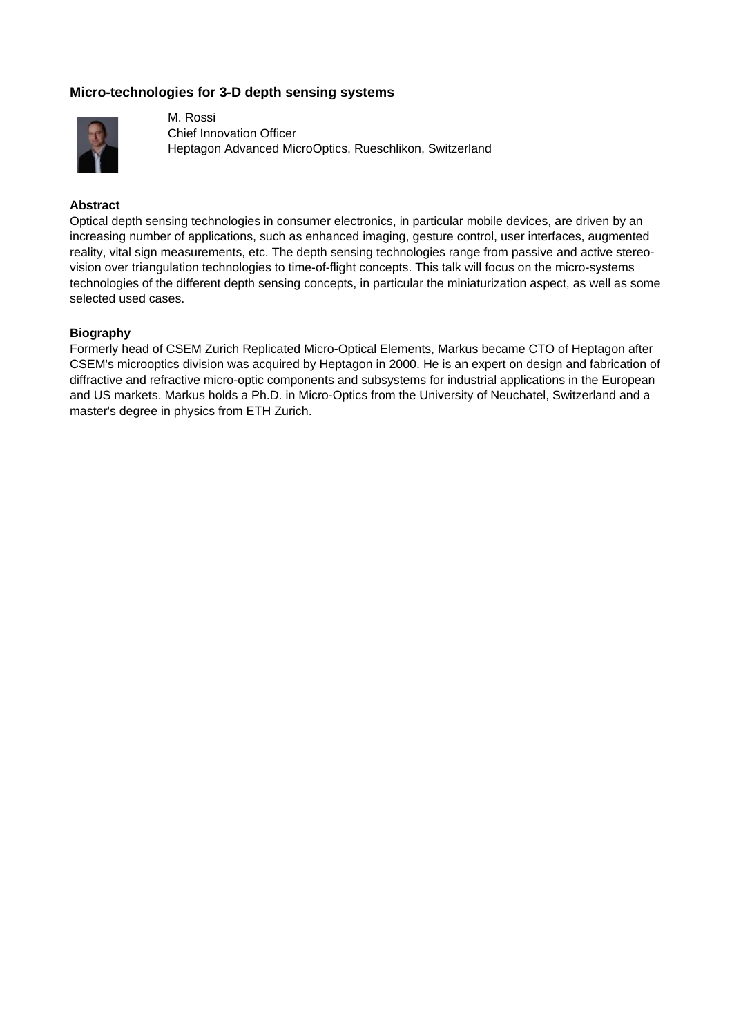## Micro-technologies for 3-D depth sensing systems

M. Rossi
Chief Innovation Officer
Heptagon Advanced MicroOptics, Rueschlikon, Switzerland

### Abstract

Optical depth sensing technologies in consumer electronics, in particular mobile devices, are driven by an increasing number of applications, such as enhanced imaging, gesture control, user interfaces, augmented reality, vital sign measurements, etc. The depth sensing technologies range from passive and active stereo-vision over triangulation technologies to time-of-flight concepts. This talk will focus on the micro-systems technologies of the different depth sensing concepts, in particular the miniaturization aspect, as well as some selected used cases.

### Biography

Formerly head of CSEM Zurich Replicated Micro-Optical Elements, Markus became CTO of Heptagon after CSEM's microoptics division was acquired by Heptagon in 2000. He is an expert on design and fabrication of diffractive and refractive micro-optic components and subsystems for industrial applications in the European and US markets. Markus holds a Ph.D. in Micro-Optics from the University of Neuchatel, Switzerland and a master's degree in physics from ETH Zurich.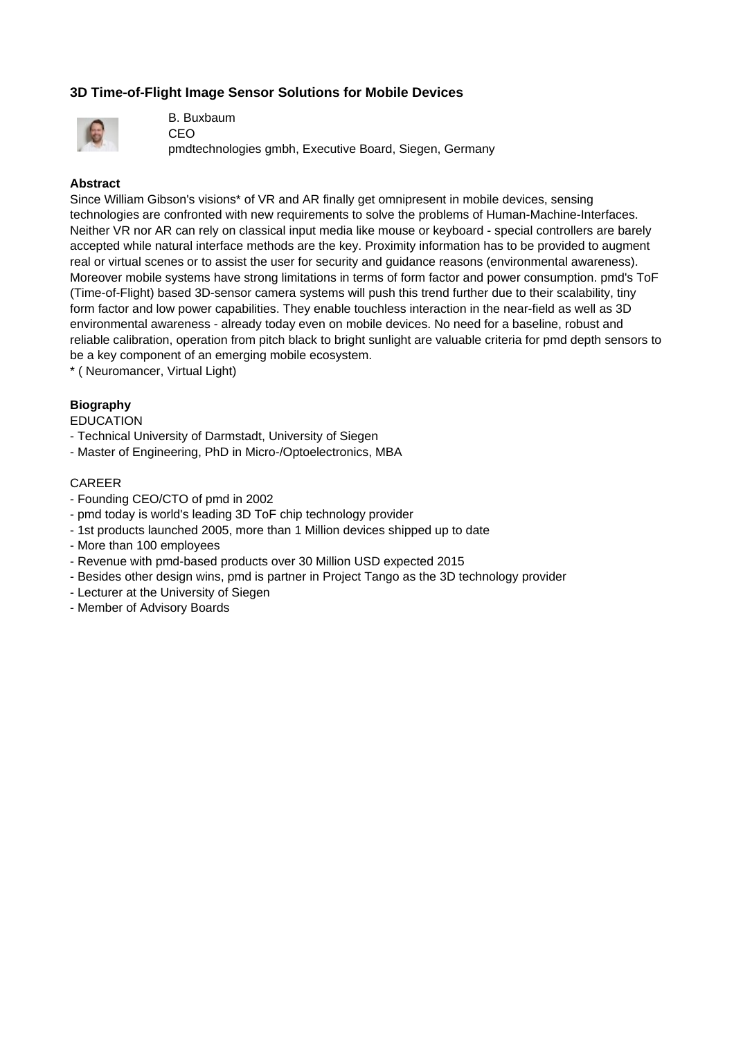### 3D Time-of-Flight Image Sensor Solutions for Mobile Devices

B. Buxbaum
CEO
pmdtechnologies gmbh, Executive Board, Siegen, Germany

**Abstract**

Since William Gibson's visions* of VR and AR finally get omnipresent in mobile devices, sensing technologies are confronted with new requirements to solve the problems of Human-Machine-Interfaces. Neither VR nor AR can rely on classical input media like mouse or keyboard - special controllers are barely accepted while natural interface methods are the key. Proximity information has to be provided to augment real or virtual scenes or to assist the user for security and guidance reasons (environmental awareness). Moreover mobile systems have strong limitations in terms of form factor and power consumption. pmd's ToF (Time-of-Flight) based 3D-sensor camera systems will push this trend further due to their scalability, tiny form factor and low power capabilities. They enable touchless interaction in the near-field as well as 3D environmental awareness - already today even on mobile devices. No need for a baseline, robust and reliable calibration, operation from pitch black to bright sunlight are valuable criteria for pmd depth sensors to be a key component of an emerging mobile ecosystem.

* ( Neuromancer, Virtual Light)

**Biography**

EDUCATION

- Technical University of Darmstadt, University of Siegen
- Master of Engineering, PhD in Micro-/Optoelectronics, MBA

CAREER

- Founding CEO/CTO of pmd in 2002
- pmd today is world's leading 3D ToF chip technology provider
- 1st products launched 2005, more than 1 Million devices shipped up to date
- More than 100 employees
- Revenue with pmd-based products over 30 Million USD expected 2015
- Besides other design wins, pmd is partner in Project Tango as the 3D technology provider
- Lecturer at the University of Siegen
- Member of Advisory Boards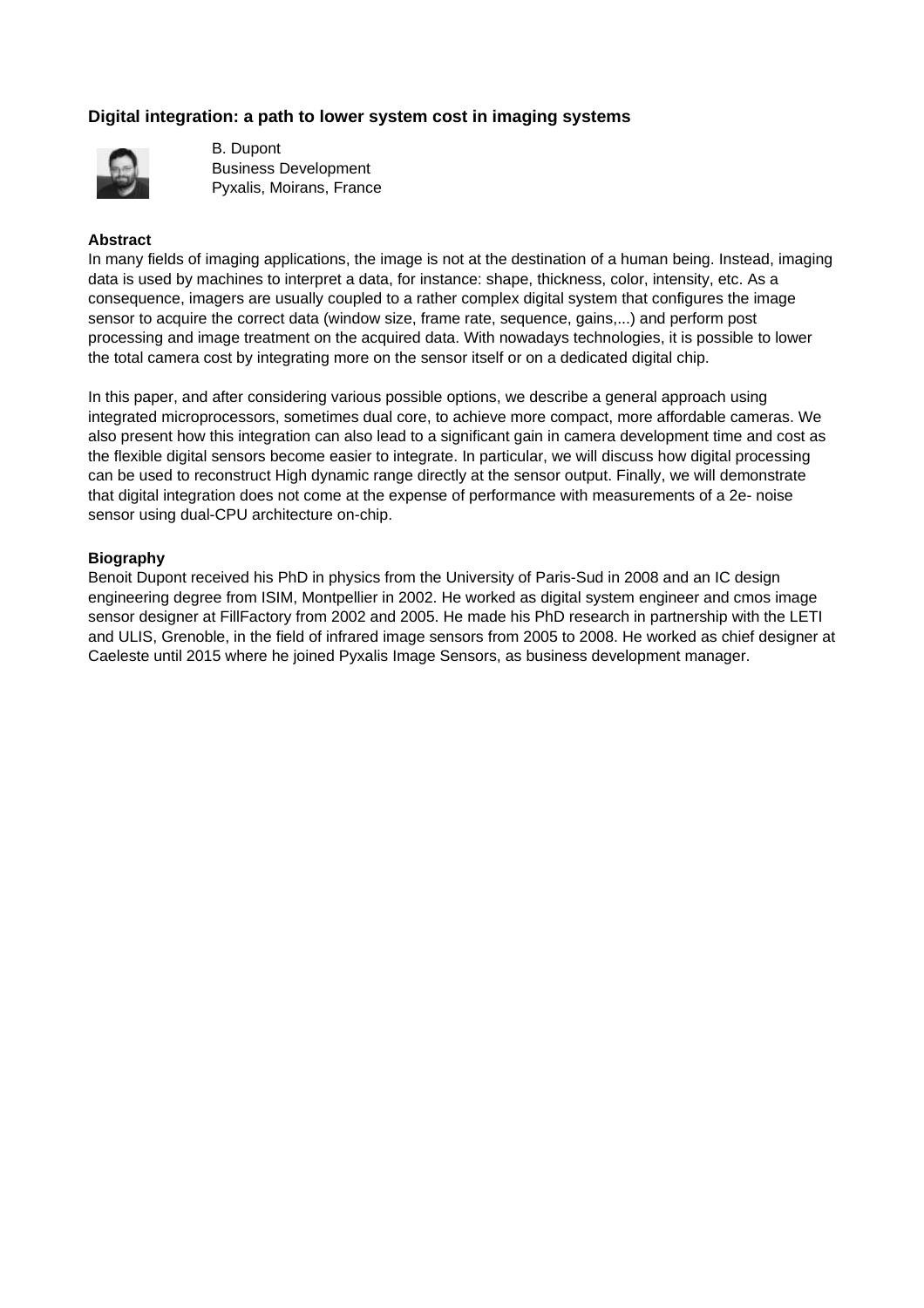## Digital integration: a path to lower system cost in imaging systems

B. Dupont
Business Development
Pyxalis, Moirans, France

**Abstract**

In many fields of imaging applications, the image is not at the destination of a human being. Instead, imaging data is used by machines to interpret a data, for instance: shape, thickness, color, intensity, etc. As a consequence, imagers are usually coupled to a rather complex digital system that configures the image sensor to acquire the correct data (window size, frame rate, sequence, gains,...) and perform post processing and image treatment on the acquired data. With nowadays technologies, it is possible to lower the total camera cost by integrating more on the sensor itself or on a dedicated digital chip.

In this paper, and after considering various possible options, we describe a general approach using integrated microprocessors, sometimes dual core, to achieve more compact, more affordable cameras. We also present how this integration can also lead to a significant gain in camera development time and cost as the flexible digital sensors become easier to integrate. In particular, we will discuss how digital processing can be used to reconstruct High dynamic range directly at the sensor output. Finally, we will demonstrate that digital integration does not come at the expense of performance with measurements of a 2e- noise sensor using dual-CPU architecture on-chip.

**Biography**

Benoit Dupont received his PhD in physics from the University of Paris-Sud in 2008 and an IC design engineering degree from ISIM, Montpellier in 2002. He worked as digital system engineer and cmos image sensor designer at FillFactory from 2002 and 2005. He made his PhD research in partnership with the LETI and ULIS, Grenoble, in the field of infrared image sensors from 2005 to 2008. He worked as chief designer at Caeleste until 2015 where he joined Pyxalis Image Sensors, as business development manager.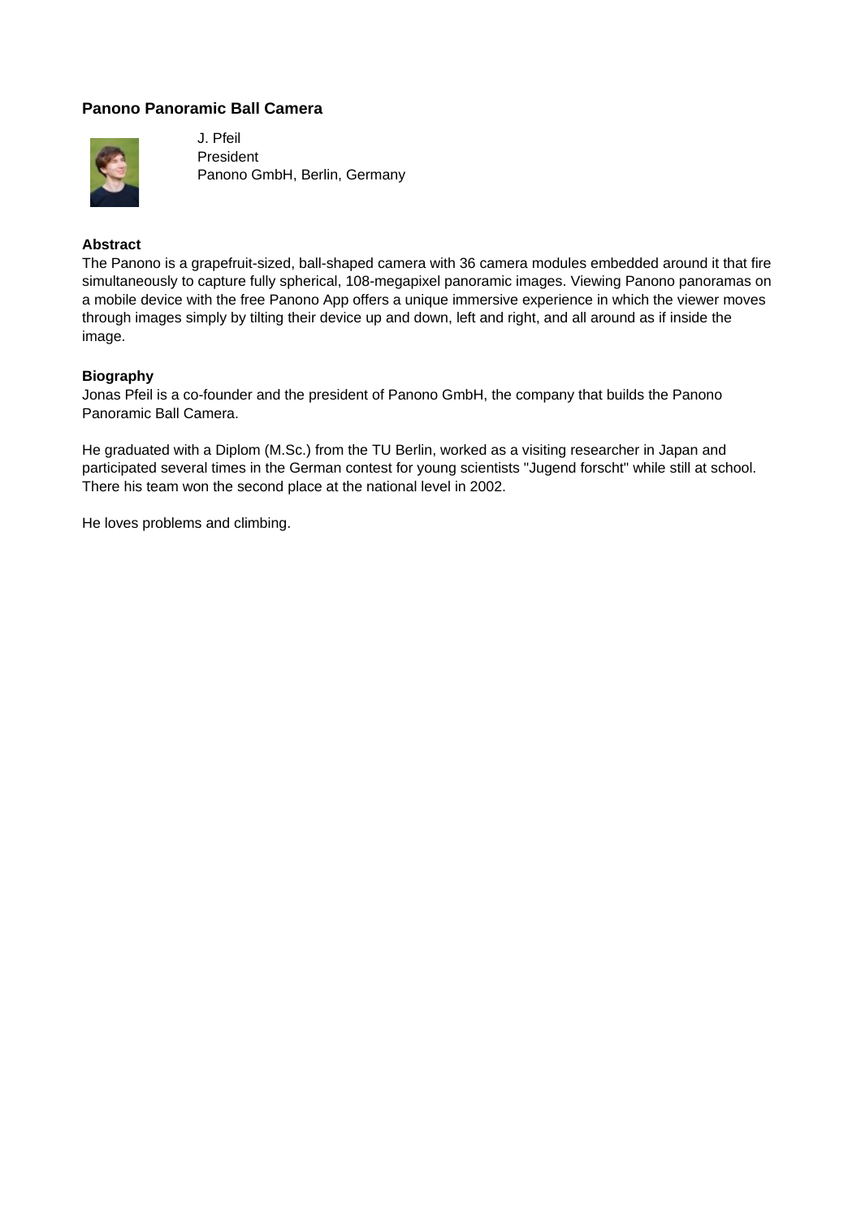## Panono Panoramic Ball Camera

J. Pfeil
President
Panono GmbH, Berlin, Germany

### Abstract

The Panono is a grapefruit-sized, ball-shaped camera with 36 camera modules embedded around it that fire simultaneously to capture fully spherical, 108-megapixel panoramic images. Viewing Panono panoramas on a mobile device with the free Panono App offers a unique immersive experience in which the viewer moves through images simply by tilting their device up and down, left and right, and all around as if inside the image.

### Biography

Jonas Pfeil is a co-founder and the president of Panono GmbH, the company that builds the Panono Panoramic Ball Camera.

He graduated with a Diplom (M.Sc.) from the TU Berlin, worked as a visiting researcher in Japan and participated several times in the German contest for young scientists "Jugend forscht" while still at school. There his team won the second place at the national level in 2002.

He loves problems and climbing.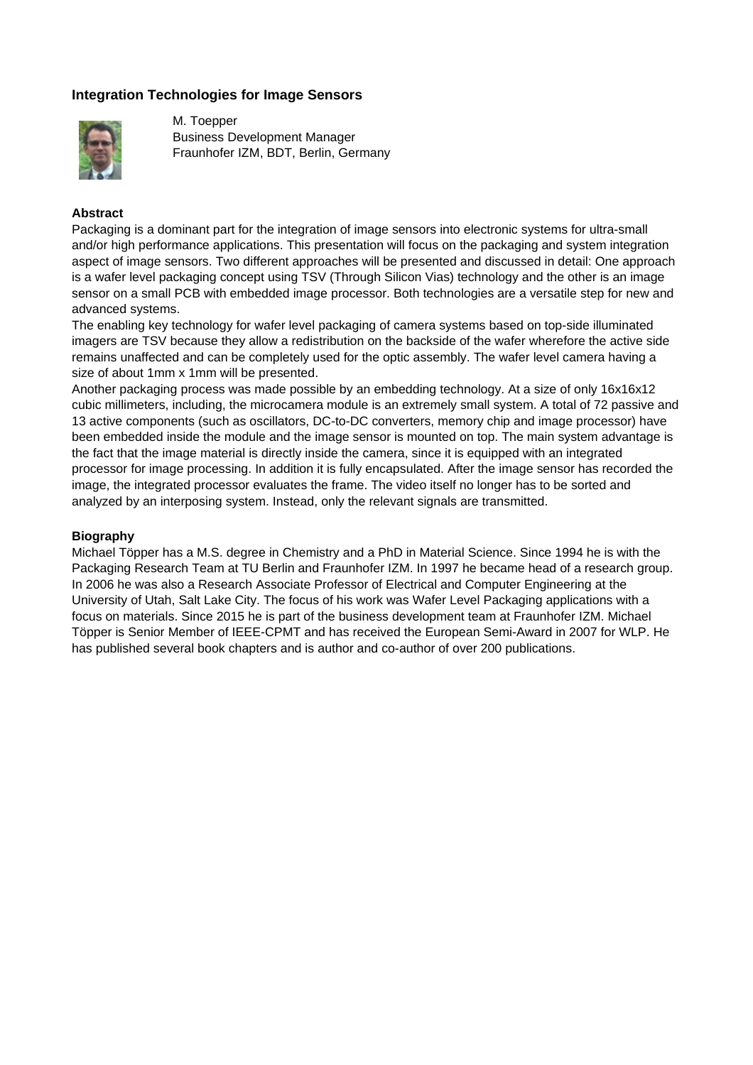## Integration Technologies for Image Sensors

M. Toepper
Business Development Manager
Fraunhofer IZM, BDT, Berlin, Germany

### Abstract

Packaging is a dominant part for the integration of image sensors into electronic systems for ultra-small and/or high performance applications. This presentation will focus on the packaging and system integration aspect of image sensors. Two different approaches will be presented and discussed in detail: One approach is a wafer level packaging concept using TSV (Through Silicon Vias) technology and the other is an image sensor on a small PCB with embedded image processor. Both technologies are a versatile step for new and advanced systems.
The enabling key technology for wafer level packaging of camera systems based on top-side illuminated imagers are TSV because they allow a redistribution on the backside of the wafer wherefore the active side remains unaffected and can be completely used for the optic assembly. The wafer level camera having a size of about 1mm x 1mm will be presented.
Another packaging process was made possible by an embedding technology. At a size of only 16x16x12 cubic millimeters, including, the microcamera module is an extremely small system. A total of 72 passive and 13 active components (such as oscillators, DC-to-DC converters, memory chip and image processor) have been embedded inside the module and the image sensor is mounted on top. The main system advantage is the fact that the image material is directly inside the camera, since it is equipped with an integrated processor for image processing. In addition it is fully encapsulated. After the image sensor has recorded the image, the integrated processor evaluates the frame. The video itself no longer has to be sorted and analyzed by an interposing system. Instead, only the relevant signals are transmitted.

### Biography

Michael Töpper has a M.S. degree in Chemistry and a PhD in Material Science. Since 1994 he is with the Packaging Research Team at TU Berlin and Fraunhofer IZM. In 1997 he became head of a research group. In 2006 he was also a Research Associate Professor of Electrical and Computer Engineering at the University of Utah, Salt Lake City. The focus of his work was Wafer Level Packaging applications with a focus on materials. Since 2015 he is part of the business development team at Fraunhofer IZM. Michael Töpper is Senior Member of IEEE-CPMT and has received the European Semi-Award in 2007 for WLP. He has published several book chapters and is author and co-author of over 200 publications.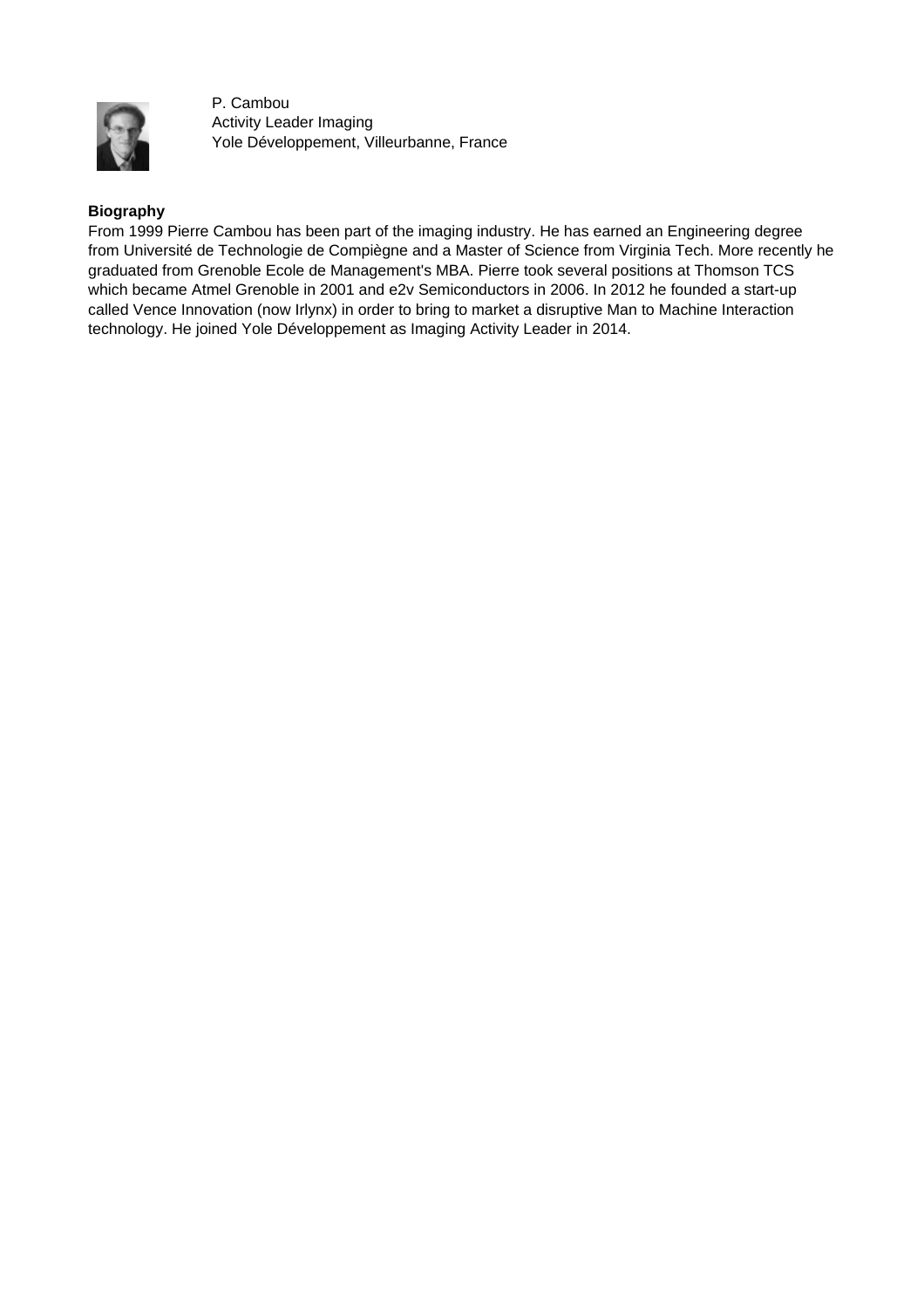P. Cambou
Activity Leader Imaging
Yole Développement, Villeurbanne, France

**Biography**

From 1999 Pierre Cambou has been part of the imaging industry. He has earned an Engineering degree from Université de Technologie de Compiègne and a Master of Science from Virginia Tech. More recently he graduated from Grenoble Ecole de Management's MBA. Pierre took several positions at Thomson TCS which became Atmel Grenoble in 2001 and e2v Semiconductors in 2006. In 2012 he founded a start-up called Vence Innovation (now Irlynx) in order to bring to market a disruptive Man to Machine Interaction technology. He joined Yole Développement as Imaging Activity Leader in 2014.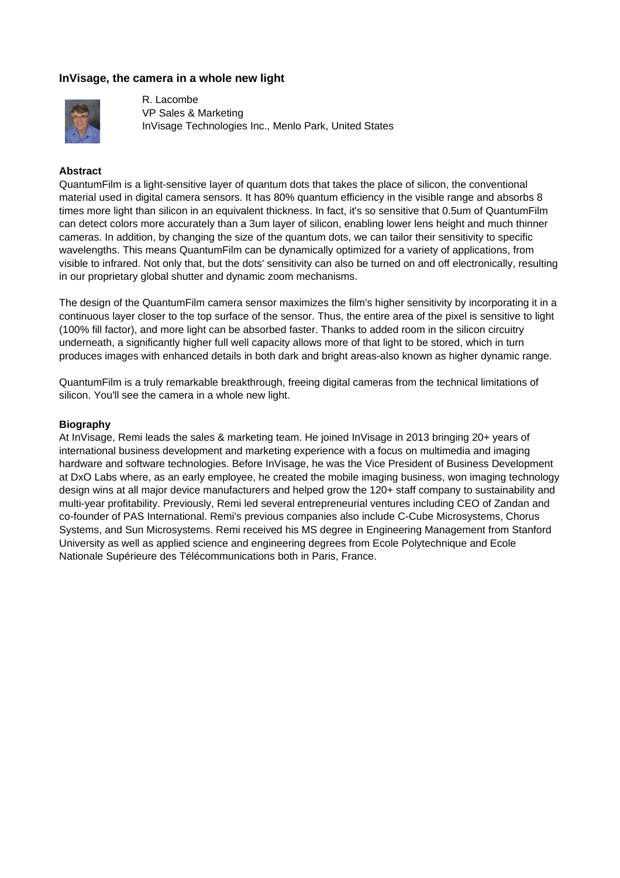## InVisage, the camera in a whole new light

R. Lacombe
VP Sales & Marketing
InVisage Technologies Inc., Menlo Park, United States

### Abstract

QuantumFilm is a light-sensitive layer of quantum dots that takes the place of silicon, the conventional material used in digital camera sensors. It has 80% quantum efficiency in the visible range and absorbs 8 times more light than silicon in an equivalent thickness. In fact, it's so sensitive that 0.5um of QuantumFilm can detect colors more accurately than a 3um layer of silicon, enabling lower lens height and much thinner cameras. In addition, by changing the size of the quantum dots, we can tailor their sensitivity to specific wavelengths. This means QuantumFilm can be dynamically optimized for a variety of applications, from visible to infrared. Not only that, but the dots' sensitivity can also be turned on and off electronically, resulting in our proprietary global shutter and dynamic zoom mechanisms.

The design of the QuantumFilm camera sensor maximizes the film's higher sensitivity by incorporating it in a continuous layer closer to the top surface of the sensor. Thus, the entire area of the pixel is sensitive to light (100% fill factor), and more light can be absorbed faster. Thanks to added room in the silicon circuitry underneath, a significantly higher full well capacity allows more of that light to be stored, which in turn produces images with enhanced details in both dark and bright areas-also known as higher dynamic range.

QuantumFilm is a truly remarkable breakthrough, freeing digital cameras from the technical limitations of silicon. You'll see the camera in a whole new light.

### Biography

At InVisage, Remi leads the sales & marketing team. He joined InVisage in 2013 bringing 20+ years of international business development and marketing experience with a focus on multimedia and imaging hardware and software technologies. Before InVisage, he was the Vice President of Business Development at DxO Labs where, as an early employee, he created the mobile imaging business, won imaging technology design wins at all major device manufacturers and helped grow the 120+ staff company to sustainability and multi-year profitability. Previously, Remi led several entrepreneurial ventures including CEO of Zandan and co-founder of PAS International. Remi's previous companies also include C-Cube Microsystems, Chorus Systems, and Sun Microsystems. Remi received his MS degree in Engineering Management from Stanford University as well as applied science and engineering degrees from Ecole Polytechnique and Ecole Nationale Supérieure des Télécommunications both in Paris, France.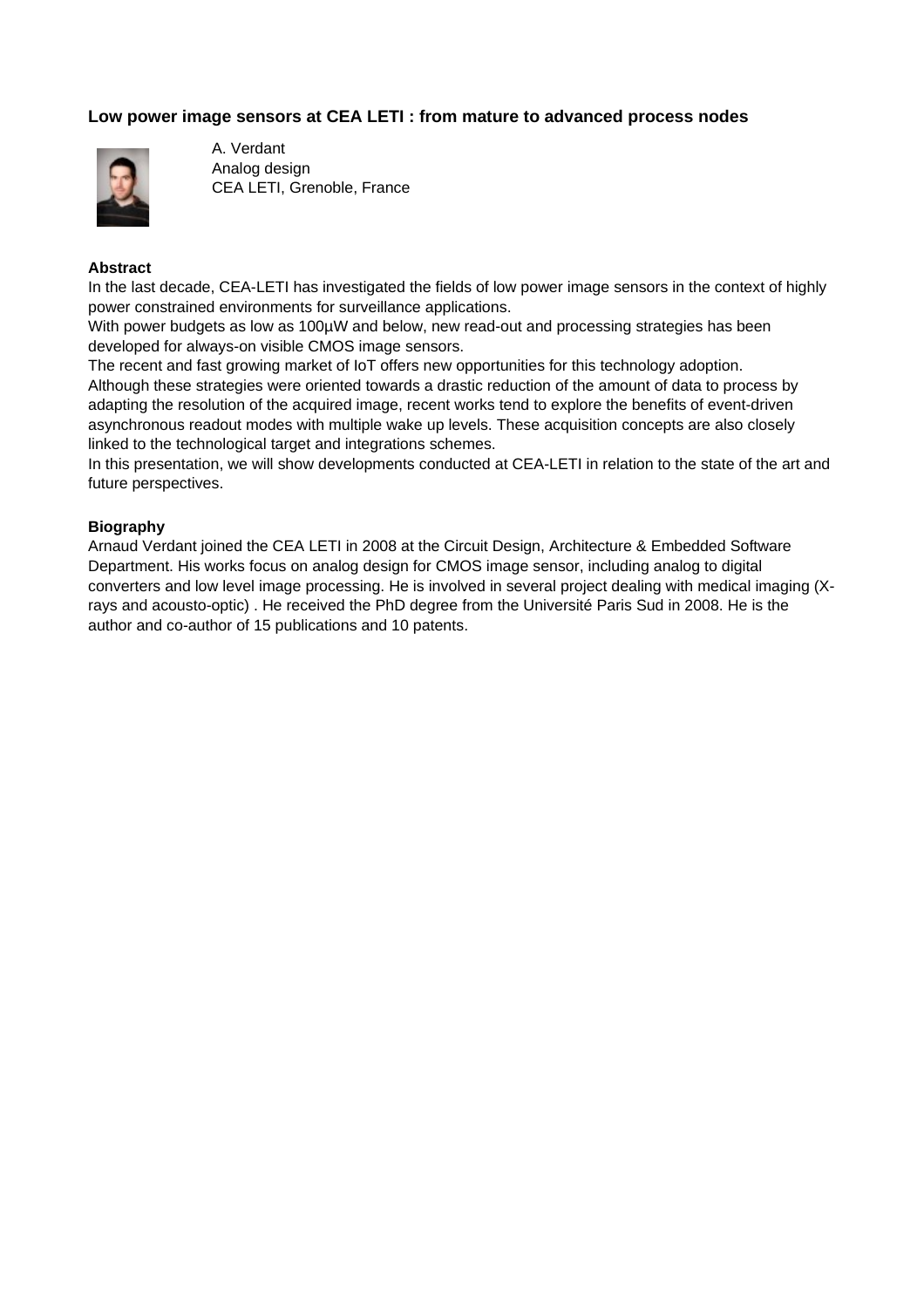### Low power image sensors at CEA LETI : from mature to advanced process nodes

A. Verdant
Analog design
CEA LETI, Grenoble, France

**Abstract**

In the last decade, CEA-LETI has investigated the fields of low power image sensors in the context of highly power constrained environments for surveillance applications.
With power budgets as low as 100µW and below, new read-out and processing strategies has been developed for always-on visible CMOS image sensors.
The recent and fast growing market of IoT offers new opportunities for this technology adoption.
Although these strategies were oriented towards a drastic reduction of the amount of data to process by adapting the resolution of the acquired image, recent works tend to explore the benefits of event-driven asynchronous readout modes with multiple wake up levels. These acquisition concepts are also closely linked to the technological target and integrations schemes.
In this presentation, we will show developments conducted at CEA-LETI in relation to the state of the art and future perspectives.

**Biography**

Arnaud Verdant joined the CEA LETI in 2008 at the Circuit Design, Architecture & Embedded Software Department. His works focus on analog design for CMOS image sensor, including analog to digital converters and low level image processing. He is involved in several project dealing with medical imaging (X-rays and acousto-optic) . He received the PhD degree from the Université Paris Sud in 2008. He is the author and co-author of 15 publications and 10 patents.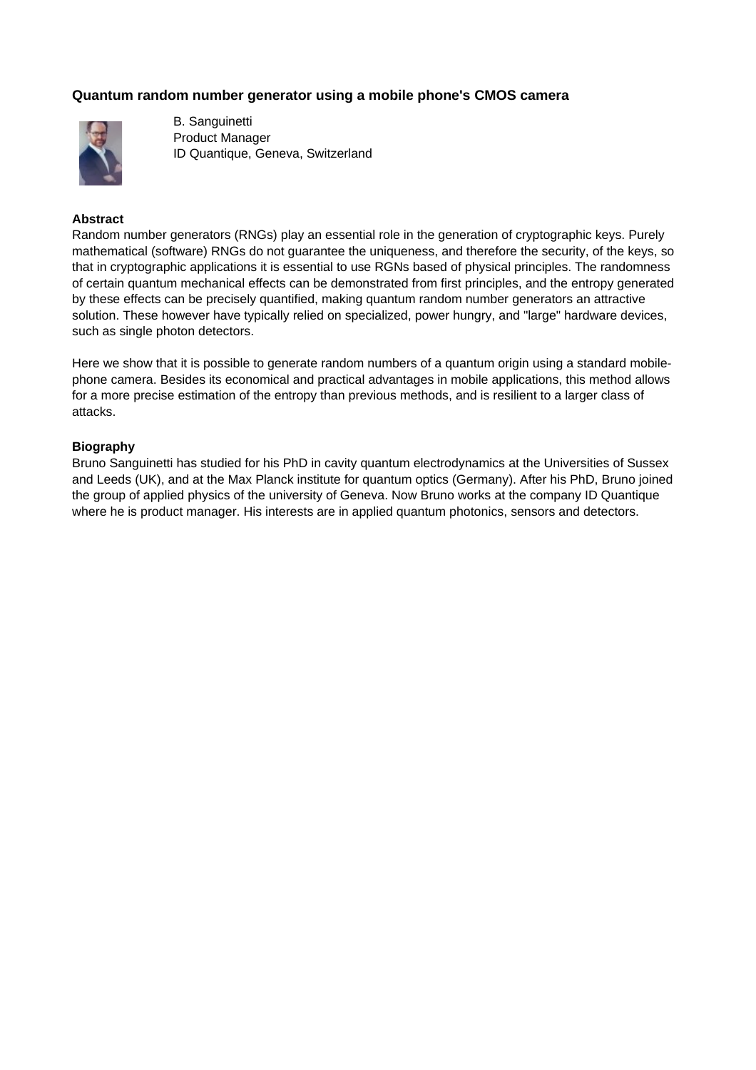### Quantum random number generator using a mobile phone's CMOS camera

B. Sanguinetti
Product Manager
ID Quantique, Geneva, Switzerland

**Abstract**

Random number generators (RNGs) play an essential role in the generation of cryptographic keys. Purely mathematical (software) RNGs do not guarantee the uniqueness, and therefore the security, of the keys, so that in cryptographic applications it is essential to use RGNs based of physical principles. The randomness of certain quantum mechanical effects can be demonstrated from first principles, and the entropy generated by these effects can be precisely quantified, making quantum random number generators an attractive solution. These however have typically relied on specialized, power hungry, and "large" hardware devices, such as single photon detectors.

Here we show that it is possible to generate random numbers of a quantum origin using a standard mobile-phone camera. Besides its economical and practical advantages in mobile applications, this method allows for a more precise estimation of the entropy than previous methods, and is resilient to a larger class of attacks.

**Biography**

Bruno Sanguinetti has studied for his PhD in cavity quantum electrodynamics at the Universities of Sussex and Leeds (UK), and at the Max Planck institute for quantum optics (Germany). After his PhD, Bruno joined the group of applied physics of the university of Geneva. Now Bruno works at the company ID Quantique where he is product manager. His interests are in applied quantum photonics, sensors and detectors.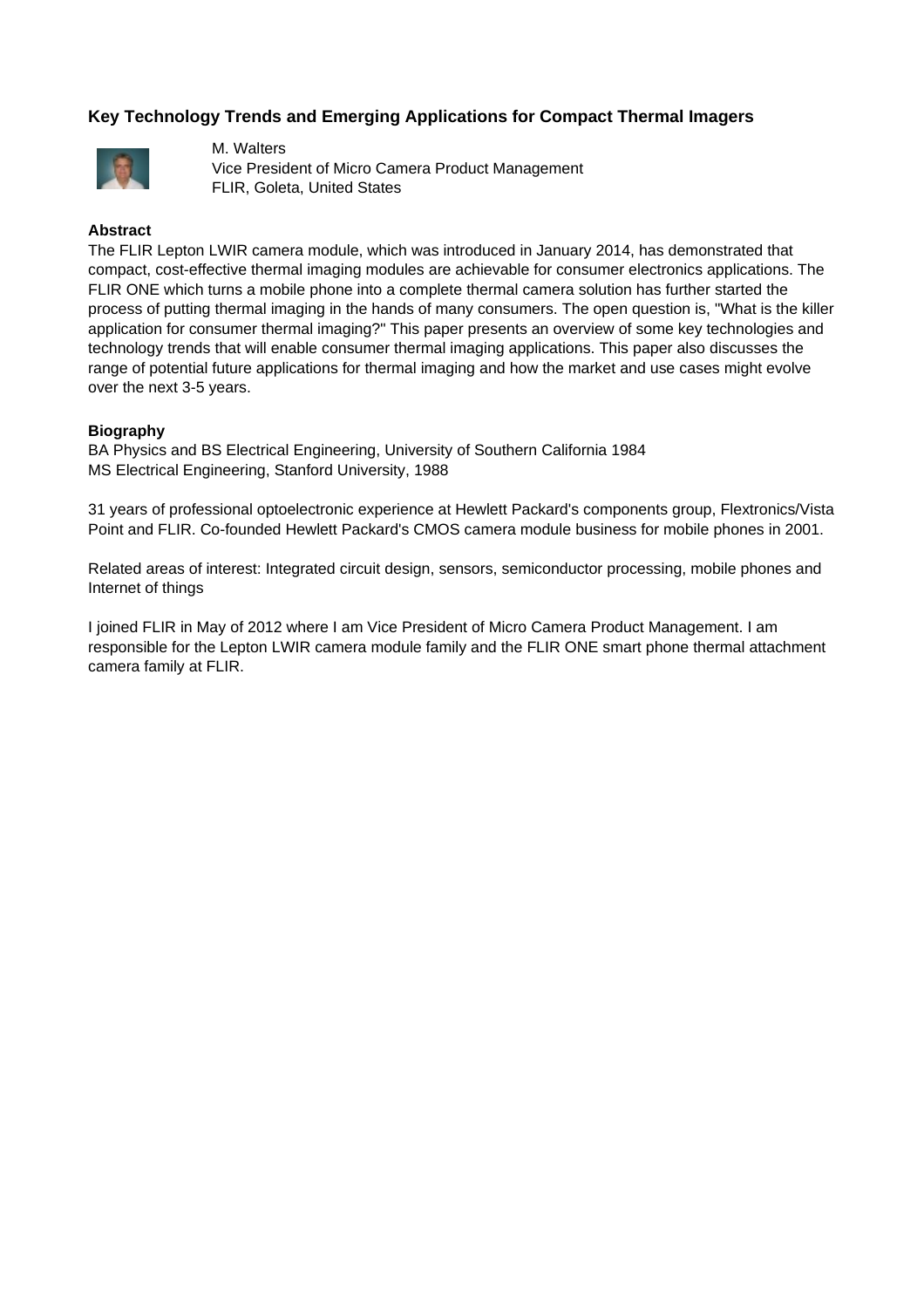## Key Technology Trends and Emerging Applications for Compact Thermal Imagers

M. Walters
Vice President of Micro Camera Product Management
FLIR, Goleta, United States

### Abstract

The FLIR Lepton LWIR camera module, which was introduced in January 2014, has demonstrated that compact, cost-effective thermal imaging modules are achievable for consumer electronics applications. The FLIR ONE which turns a mobile phone into a complete thermal camera solution has further started the process of putting thermal imaging in the hands of many consumers. The open question is, "What is the killer application for consumer thermal imaging?" This paper presents an overview of some key technologies and technology trends that will enable consumer thermal imaging applications. This paper also discusses the range of potential future applications for thermal imaging and how the market and use cases might evolve over the next 3-5 years.

### Biography

BA Physics and BS Electrical Engineering, University of Southern California 1984
MS Electrical Engineering, Stanford University, 1988

31 years of professional optoelectronic experience at Hewlett Packard's components group, Flextronics/Vista Point and FLIR. Co-founded Hewlett Packard's CMOS camera module business for mobile phones in 2001.

Related areas of interest: Integrated circuit design, sensors, semiconductor processing, mobile phones and Internet of things

I joined FLIR in May of 2012 where I am Vice President of Micro Camera Product Management. I am responsible for the Lepton LWIR camera module family and the FLIR ONE smart phone thermal attachment camera family at FLIR.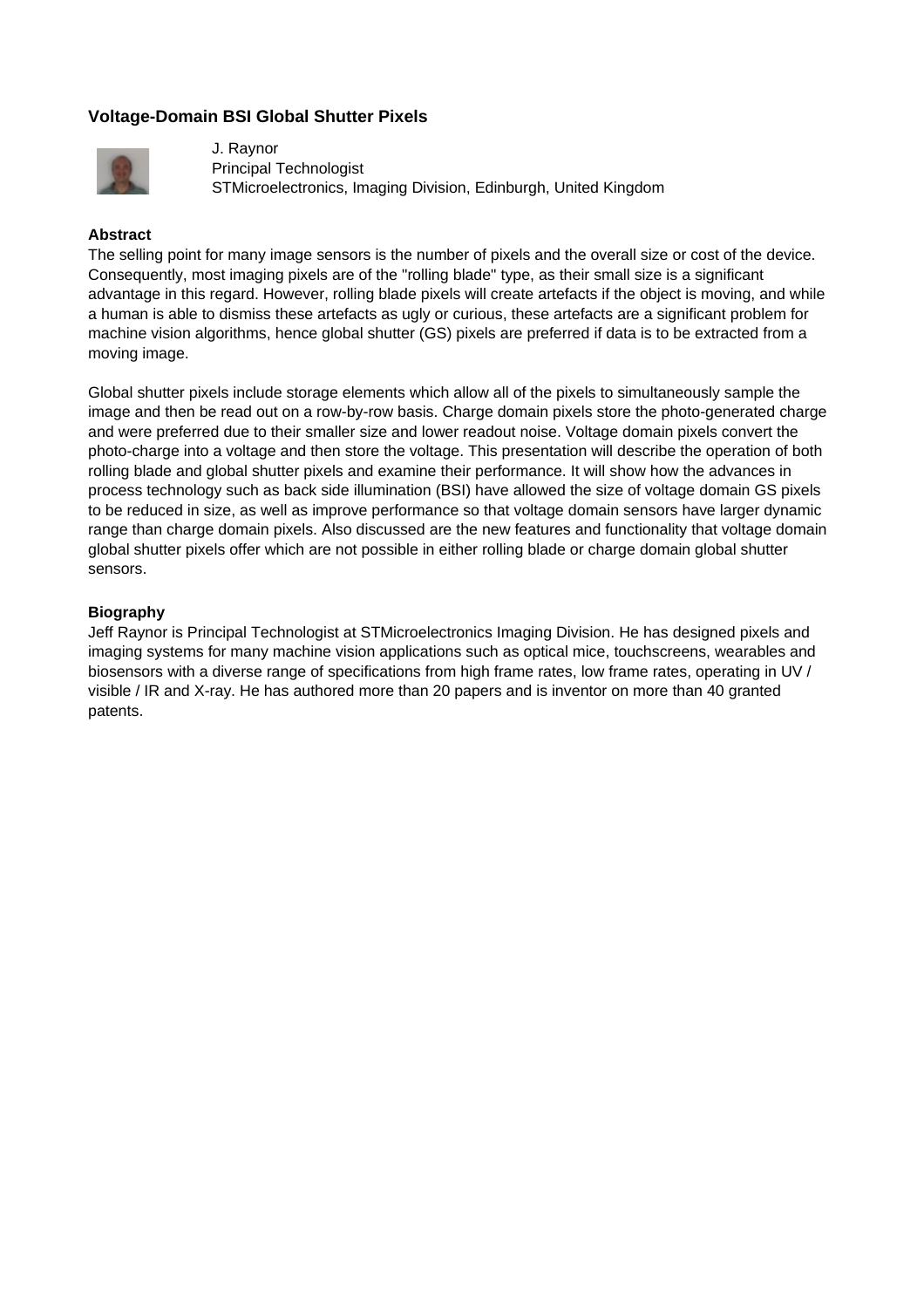## Voltage-Domain BSI Global Shutter Pixels

J. Raynor
Principal Technologist
STMicroelectronics, Imaging Division, Edinburgh, United Kingdom

**Abstract**

The selling point for many image sensors is the number of pixels and the overall size or cost of the device. Consequently, most imaging pixels are of the "rolling blade" type, as their small size is a significant advantage in this regard. However, rolling blade pixels will create artefacts if the object is moving, and while a human is able to dismiss these artefacts as ugly or curious, these artefacts are a significant problem for machine vision algorithms, hence global shutter (GS) pixels are preferred if data is to be extracted from a moving image.

Global shutter pixels include storage elements which allow all of the pixels to simultaneously sample the image and then be read out on a row-by-row basis. Charge domain pixels store the photo-generated charge and were preferred due to their smaller size and lower readout noise. Voltage domain pixels convert the photo-charge into a voltage and then store the voltage. This presentation will describe the operation of both rolling blade and global shutter pixels and examine their performance. It will show how the advances in process technology such as back side illumination (BSI) have allowed the size of voltage domain GS pixels to be reduced in size, as well as improve performance so that voltage domain sensors have larger dynamic range than charge domain pixels. Also discussed are the new features and functionality that voltage domain global shutter pixels offer which are not possible in either rolling blade or charge domain global shutter sensors.

**Biography**

Jeff Raynor is Principal Technologist at STMicroelectronics Imaging Division. He has designed pixels and imaging systems for many machine vision applications such as optical mice, touchscreens, wearables and biosensors with a diverse range of specifications from high frame rates, low frame rates, operating in UV / visible / IR and X-ray. He has authored more than 20 papers and is inventor on more than 40 granted patents.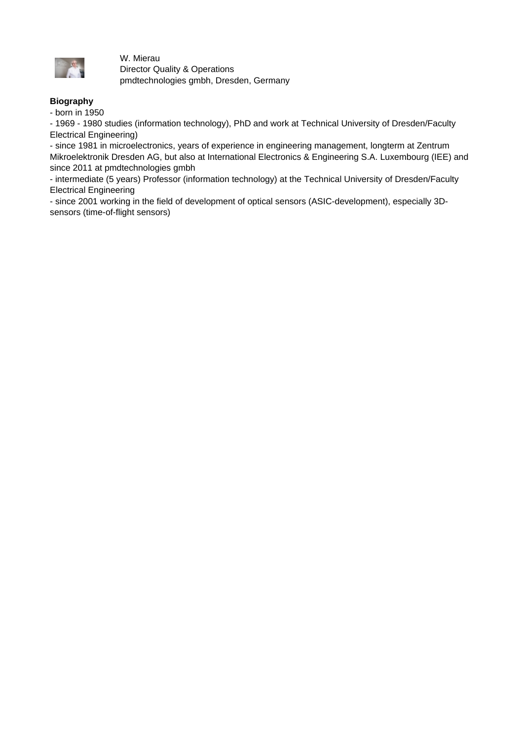W. Mierau
Director Quality & Operations
pmdtechnologies gmbh, Dresden, Germany

**Biography**

- born in 1950
- 1969 - 1980 studies (information technology), PhD and work at Technical University of Dresden/Faculty Electrical Engineering)
- since 1981 in microelectronics, years of experience in engineering management, longterm at Zentrum Mikroelektronik Dresden AG, but also at International Electronics & Engineering S.A. Luxembourg (IEE) and since 2011 at pmdtechnologies gmbh
- intermediate (5 years) Professor (information technology) at the Technical University of Dresden/Faculty Electrical Engineering
- since 2001 working in the field of development of optical sensors (ASIC-development), especially 3D-sensors (time-of-flight sensors)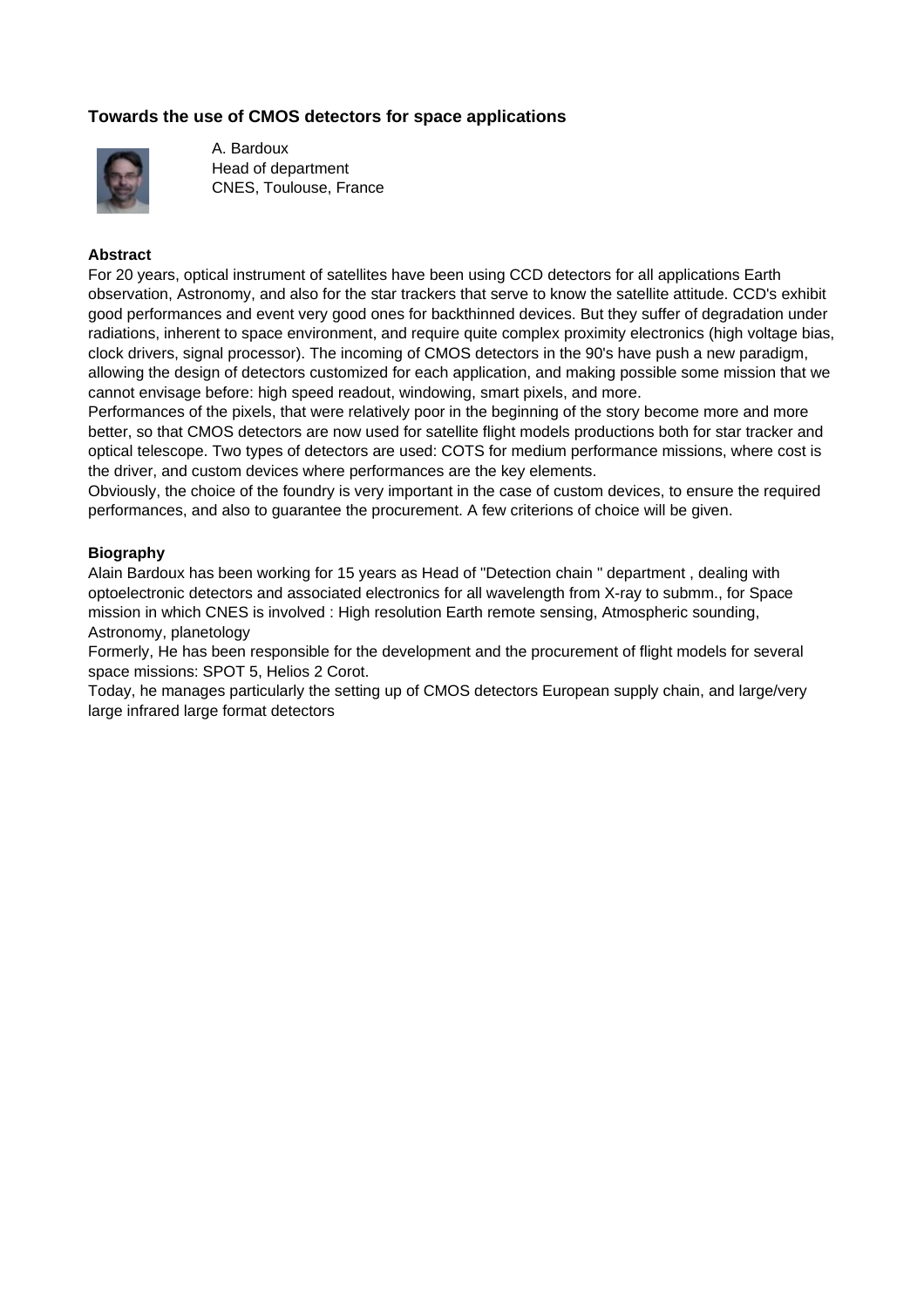### Towards the use of CMOS detectors for space applications

A. Bardoux
Head of department
CNES, Toulouse, France

**Abstract**

For 20 years, optical instrument of satellites have been using CCD detectors for all applications Earth observation, Astronomy, and also for the star trackers that serve to know the satellite attitude. CCD's exhibit good performances and event very good ones for backthinned devices. But they suffer of degradation under radiations, inherent to space environment, and require quite complex proximity electronics (high voltage bias, clock drivers, signal processor). The incoming of CMOS detectors in the 90's have push a new paradigm, allowing the design of detectors customized for each application, and making possible some mission that we cannot envisage before: high speed readout, windowing, smart pixels, and more.

Performances of the pixels, that were relatively poor in the beginning of the story become more and more better, so that CMOS detectors are now used for satellite flight models productions both for star tracker and optical telescope. Two types of detectors are used: COTS for medium performance missions, where cost is the driver, and custom devices where performances are the key elements.

Obviously, the choice of the foundry is very important in the case of custom devices, to ensure the required performances, and also to guarantee the procurement. A few criterions of choice will be given.

**Biography**

Alain Bardoux has been working for 15 years as Head of "Detection chain " department , dealing with optoelectronic detectors and associated electronics for all wavelength from X-ray to submm., for Space mission in which CNES is involved : High resolution Earth remote sensing, Atmospheric sounding, Astronomy, planetology

Formerly, He has been responsible for the development and the procurement of flight models for several space missions: SPOT 5, Helios 2 Corot.

Today, he manages particularly the setting up of CMOS detectors European supply chain, and large/very large infrared large format detectors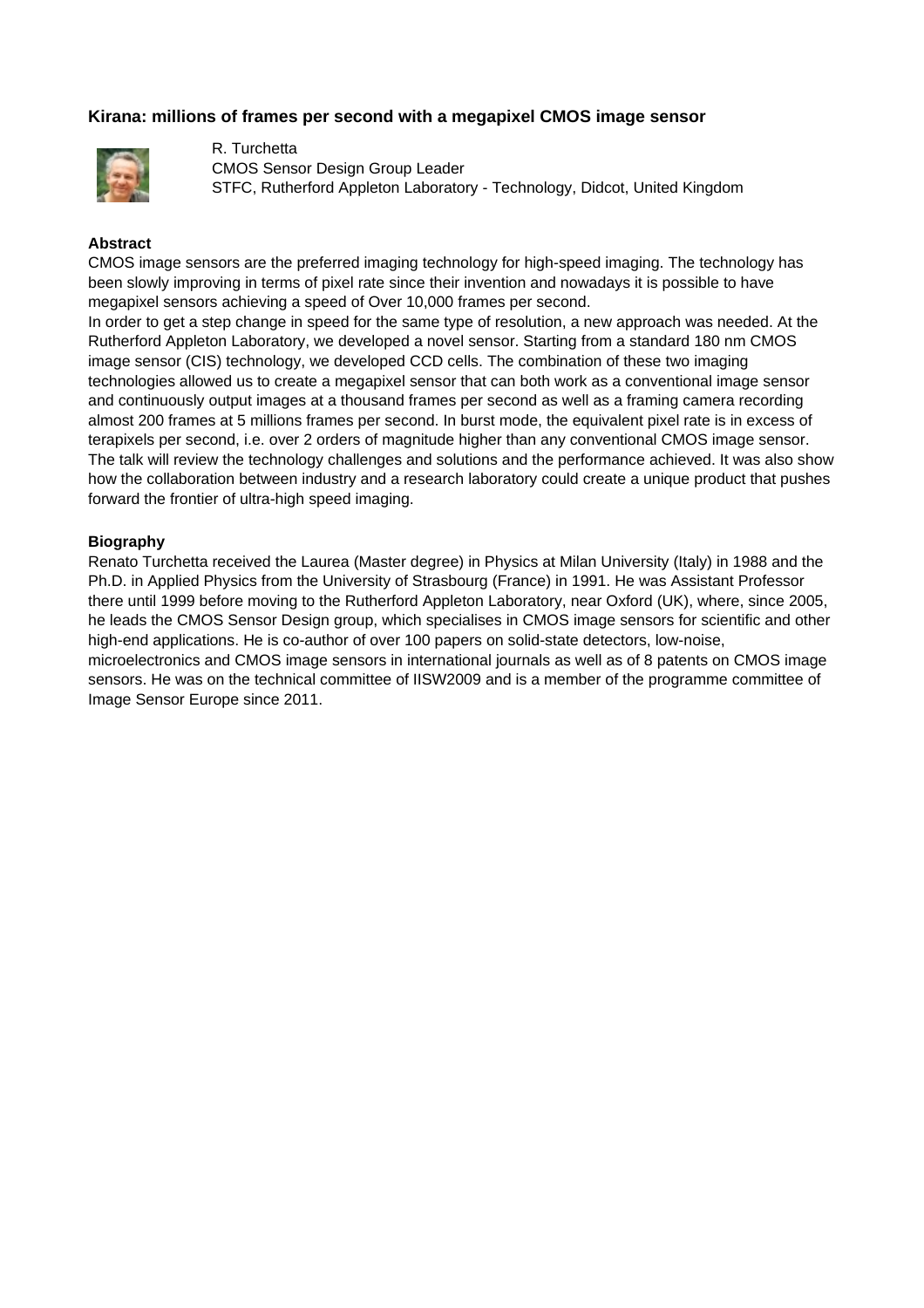### Kirana: millions of frames per second with a megapixel CMOS image sensor

R. Turchetta
CMOS Sensor Design Group Leader
STFC, Rutherford Appleton Laboratory - Technology, Didcot, United Kingdom

**Abstract**

CMOS image sensors are the preferred imaging technology for high-speed imaging. The technology has been slowly improving in terms of pixel rate since their invention and nowadays it is possible to have megapixel sensors achieving a speed of Over 10,000 frames per second.
In order to get a step change in speed for the same type of resolution, a new approach was needed. At the Rutherford Appleton Laboratory, we developed a novel sensor. Starting from a standard 180 nm CMOS image sensor (CIS) technology, we developed CCD cells. The combination of these two imaging technologies allowed us to create a megapixel sensor that can both work as a conventional image sensor and continuously output images at a thousand frames per second as well as a framing camera recording almost 200 frames at 5 millions frames per second. In burst mode, the equivalent pixel rate is in excess of terapixels per second, i.e. over 2 orders of magnitude higher than any conventional CMOS image sensor.
The talk will review the technology challenges and solutions and the performance achieved. It was also show how the collaboration between industry and a research laboratory could create a unique product that pushes forward the frontier of ultra-high speed imaging.

**Biography**

Renato Turchetta received the Laurea (Master degree) in Physics at Milan University (Italy) in 1988 and the Ph.D. in Applied Physics from the University of Strasbourg (France) in 1991. He was Assistant Professor there until 1999 before moving to the Rutherford Appleton Laboratory, near Oxford (UK), where, since 2005, he leads the CMOS Sensor Design group, which specialises in CMOS image sensors for scientific and other high-end applications. He is co-author of over 100 papers on solid-state detectors, low-noise, microelectronics and CMOS image sensors in international journals as well as of 8 patents on CMOS image sensors. He was on the technical committee of IISW2009 and is a member of the programme committee of Image Sensor Europe since 2011.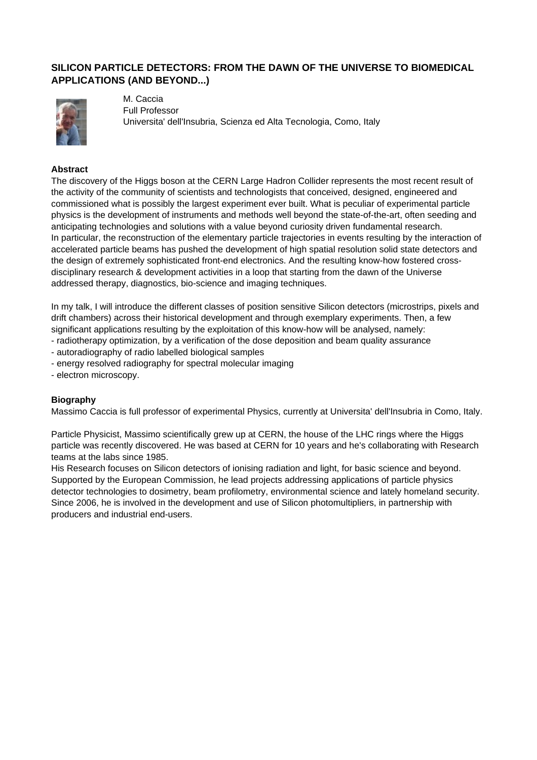## SILICON PARTICLE DETECTORS: FROM THE DAWN OF THE UNIVERSE TO BIOMEDICAL APPLICATIONS (AND BEYOND...)

M. Caccia
Full Professor
Universita' dell'Insubria, Scienza ed Alta Tecnologia, Como, Italy

**Abstract**

The discovery of the Higgs boson at the CERN Large Hadron Collider represents the most recent result of the activity of the community of scientists and technologists that conceived, designed, engineered and commissioned what is possibly the largest experiment ever built. What is peculiar of experimental particle physics is the development of instruments and methods well beyond the state-of-the-art, often seeding and anticipating technologies and solutions with a value beyond curiosity driven fundamental research.
In particular, the reconstruction of the elementary particle trajectories in events resulting by the interaction of accelerated particle beams has pushed the development of high spatial resolution solid state detectors and the design of extremely sophisticated front-end electronics. And the resulting know-how fostered cross-disciplinary research & development activities in a loop that starting from the dawn of the Universe addressed therapy, diagnostics, bio-science and imaging techniques.

In my talk, I will introduce the different classes of position sensitive Silicon detectors (microstrips, pixels and drift chambers) across their historical development and through exemplary experiments. Then, a few significant applications resulting by the exploitation of this know-how will be analysed, namely:
- radiotherapy optimization, by a verification of the dose deposition and beam quality assurance
- autoradiography of radio labelled biological samples
- energy resolved radiography for spectral molecular imaging
- electron microscopy.

**Biography**

Massimo Caccia is full professor of experimental Physics, currently at Universita' dell'Insubria in Como, Italy.

Particle Physicist, Massimo scientifically grew up at CERN, the house of the LHC rings where the Higgs particle was recently discovered. He was based at CERN for 10 years and he's collaborating with Research teams at the labs since 1985.
His Research focuses on Silicon detectors of ionising radiation and light, for basic science and beyond. Supported by the European Commission, he lead projects addressing applications of particle physics detector technologies to dosimetry, beam profilometry, environmental science and lately homeland security. Since 2006, he is involved in the development and use of Silicon photomultipliers, in partnership with producers and industrial end-users.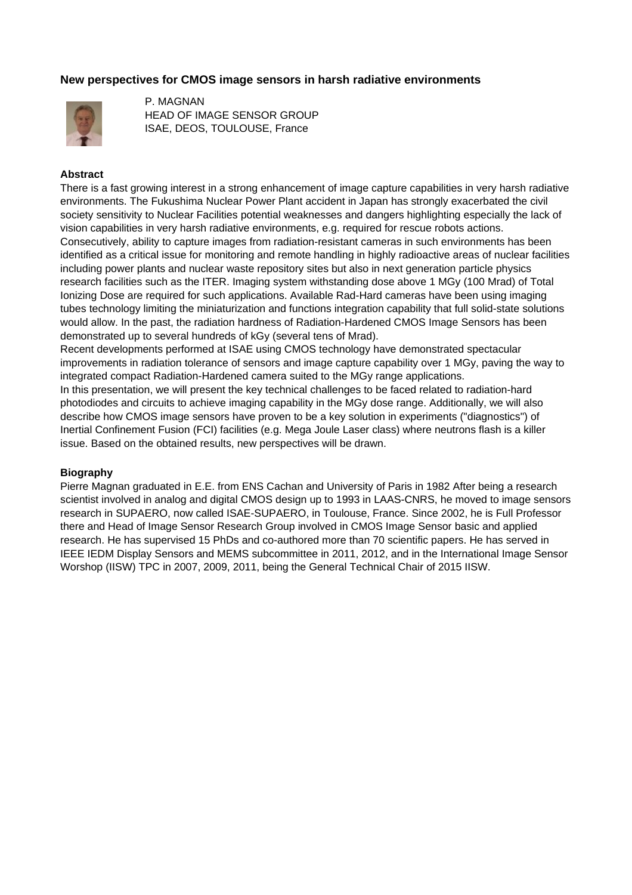## New perspectives for CMOS image sensors in harsh radiative environments

P. MAGNAN
HEAD OF IMAGE SENSOR GROUP
ISAE, DEOS, TOULOUSE, France

### Abstract

There is a fast growing interest in a strong enhancement of image capture capabilities in very harsh radiative environments. The Fukushima Nuclear Power Plant accident in Japan has strongly exacerbated the civil society sensitivity to Nuclear Facilities potential weaknesses and dangers highlighting especially the lack of vision capabilities in very harsh radiative environments, e.g. required for rescue robots actions. Consecutively, ability to capture images from radiation-resistant cameras in such environments has been identified as a critical issue for monitoring and remote handling in highly radioactive areas of nuclear facilities including power plants and nuclear waste repository sites but also in next generation particle physics research facilities such as the ITER. Imaging system withstanding dose above 1 MGy (100 Mrad) of Total Ionizing Dose are required for such applications. Available Rad-Hard cameras have been using imaging tubes technology limiting the miniaturization and functions integration capability that full solid-state solutions would allow. In the past, the radiation hardness of Radiation-Hardened CMOS Image Sensors has been demonstrated up to several hundreds of kGy (several tens of Mrad).

Recent developments performed at ISAE using CMOS technology have demonstrated spectacular improvements in radiation tolerance of sensors and image capture capability over 1 MGy, paving the way to integrated compact Radiation-Hardened camera suited to the MGy range applications.

In this presentation, we will present the key technical challenges to be faced related to radiation-hard photodiodes and circuits to achieve imaging capability in the MGy dose range. Additionally, we will also describe how CMOS image sensors have proven to be a key solution in experiments ("diagnostics") of Inertial Confinement Fusion (FCI) facilities (e.g. Mega Joule Laser class) where neutrons flash is a killer issue. Based on the obtained results, new perspectives will be drawn.

### Biography

Pierre Magnan graduated in E.E. from ENS Cachan and University of Paris in 1982 After being a research scientist involved in analog and digital CMOS design up to 1993 in LAAS-CNRS, he moved to image sensors research in SUPAERO, now called ISAE-SUPAERO, in Toulouse, France. Since 2002, he is Full Professor there and Head of Image Sensor Research Group involved in CMOS Image Sensor basic and applied research. He has supervised 15 PhDs and co-authored more than 70 scientific papers. He has served in IEEE IEDM Display Sensors and MEMS subcommittee in 2011, 2012, and in the International Image Sensor Worshop (IISW) TPC in 2007, 2009, 2011, being the General Technical Chair of 2015 IISW.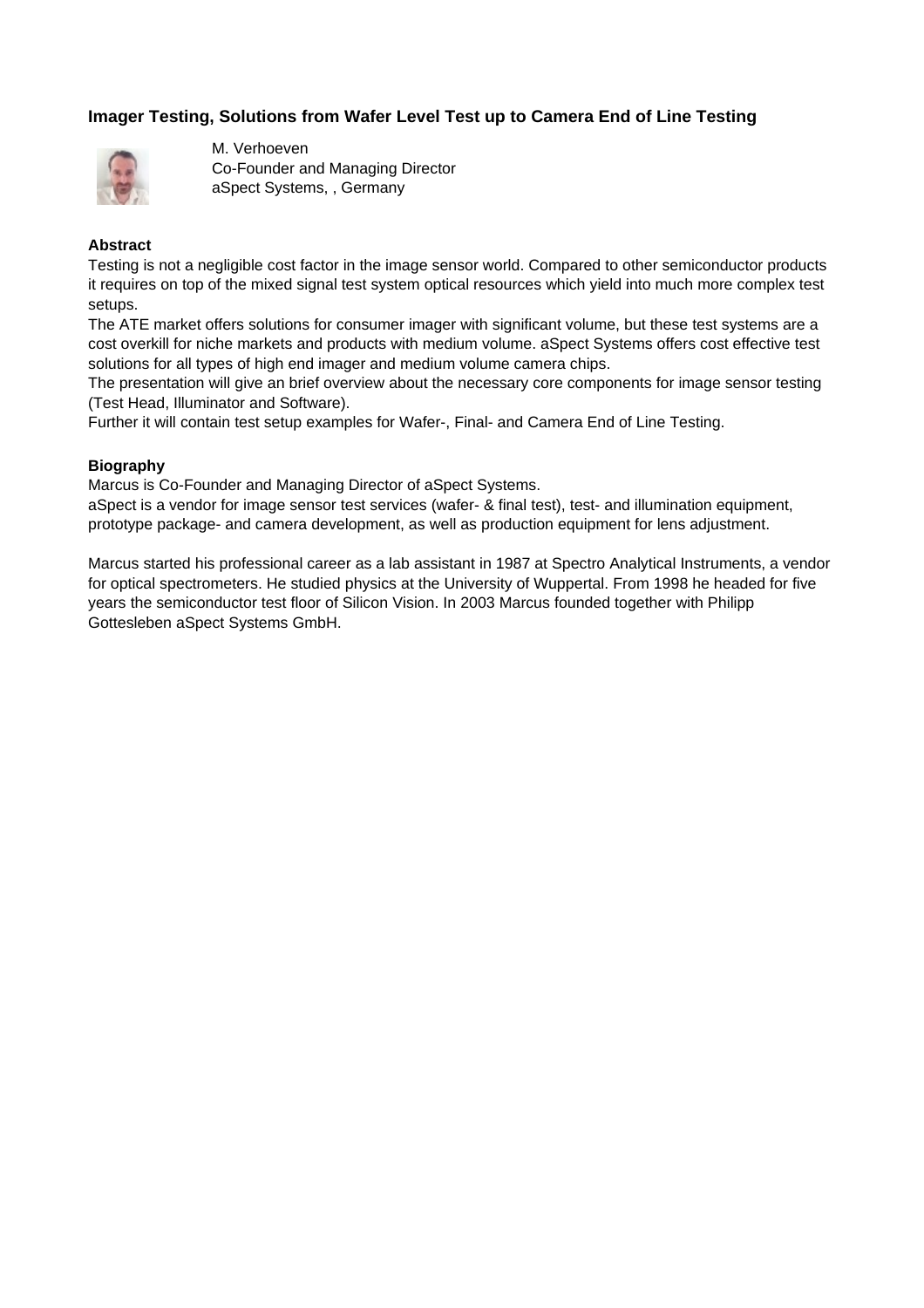## Imager Testing, Solutions from Wafer Level Test up to Camera End of Line Testing

M. Verhoeven
Co-Founder and Managing Director
aSpect Systems, , Germany

**Abstract**

Testing is not a negligible cost factor in the image sensor world. Compared to other semiconductor products it requires on top of the mixed signal test system optical resources which yield into much more complex test setups.
The ATE market offers solutions for consumer imager with significant volume, but these test systems are a cost overkill for niche markets and products with medium volume. aSpect Systems offers cost effective test solutions for all types of high end imager and medium volume camera chips.
The presentation will give an brief overview about the necessary core components for image sensor testing (Test Head, Illuminator and Software).
Further it will contain test setup examples for Wafer-, Final- and Camera End of Line Testing.

**Biography**

Marcus is Co-Founder and Managing Director of aSpect Systems.
aSpect is a vendor for image sensor test services (wafer- & final test), test- and illumination equipment, prototype package- and camera development, as well as production equipment for lens adjustment.

Marcus started his professional career as a lab assistant in 1987 at Spectro Analytical Instruments, a vendor for optical spectrometers. He studied physics at the University of Wuppertal. From 1998 he headed for five years the semiconductor test floor of Silicon Vision. In 2003 Marcus founded together with Philipp Gottesleben aSpect Systems GmbH.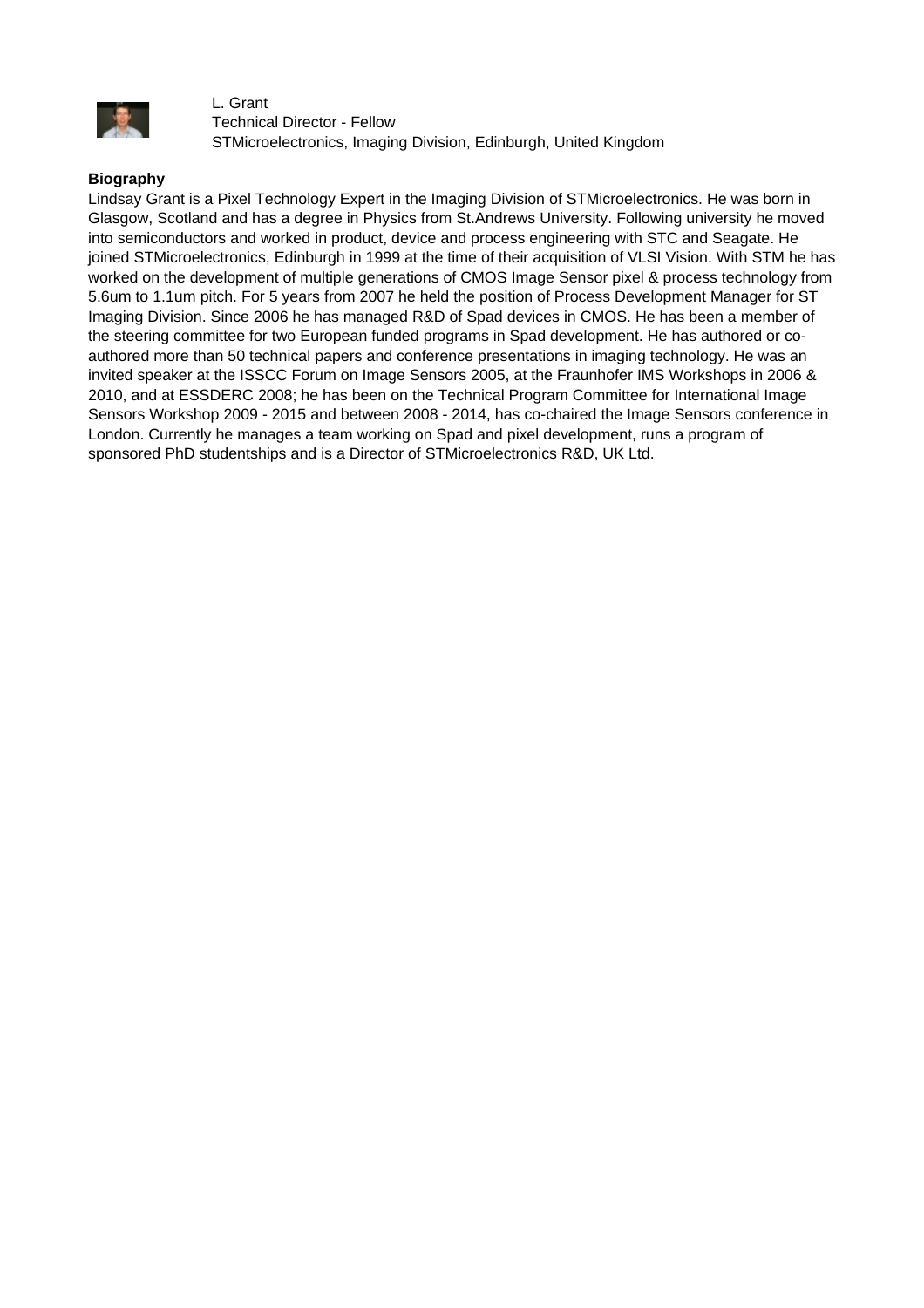L. Grant
Technical Director - Fellow
STMicroelectronics, Imaging Division, Edinburgh, United Kingdom

**Biography**

Lindsay Grant is a Pixel Technology Expert in the Imaging Division of STMicroelectronics. He was born in Glasgow, Scotland and has a degree in Physics from St.Andrews University. Following university he moved into semiconductors and worked in product, device and process engineering with STC and Seagate. He joined STMicroelectronics, Edinburgh in 1999 at the time of their acquisition of VLSI Vision. With STM he has worked on the development of multiple generations of CMOS Image Sensor pixel & process technology from 5.6um to 1.1um pitch. For 5 years from 2007 he held the position of Process Development Manager for ST Imaging Division. Since 2006 he has managed R&D of Spad devices in CMOS. He has been a member of the steering committee for two European funded programs in Spad development. He has authored or co-authored more than 50 technical papers and conference presentations in imaging technology. He was an invited speaker at the ISSCC Forum on Image Sensors 2005, at the Fraunhofer IMS Workshops in 2006 & 2010, and at ESSDERC 2008; he has been on the Technical Program Committee for International Image Sensors Workshop 2009 - 2015 and between 2008 - 2014, has co-chaired the Image Sensors conference in London. Currently he manages a team working on Spad and pixel development, runs a program of sponsored PhD studentships and is a Director of STMicroelectronics R&D, UK Ltd.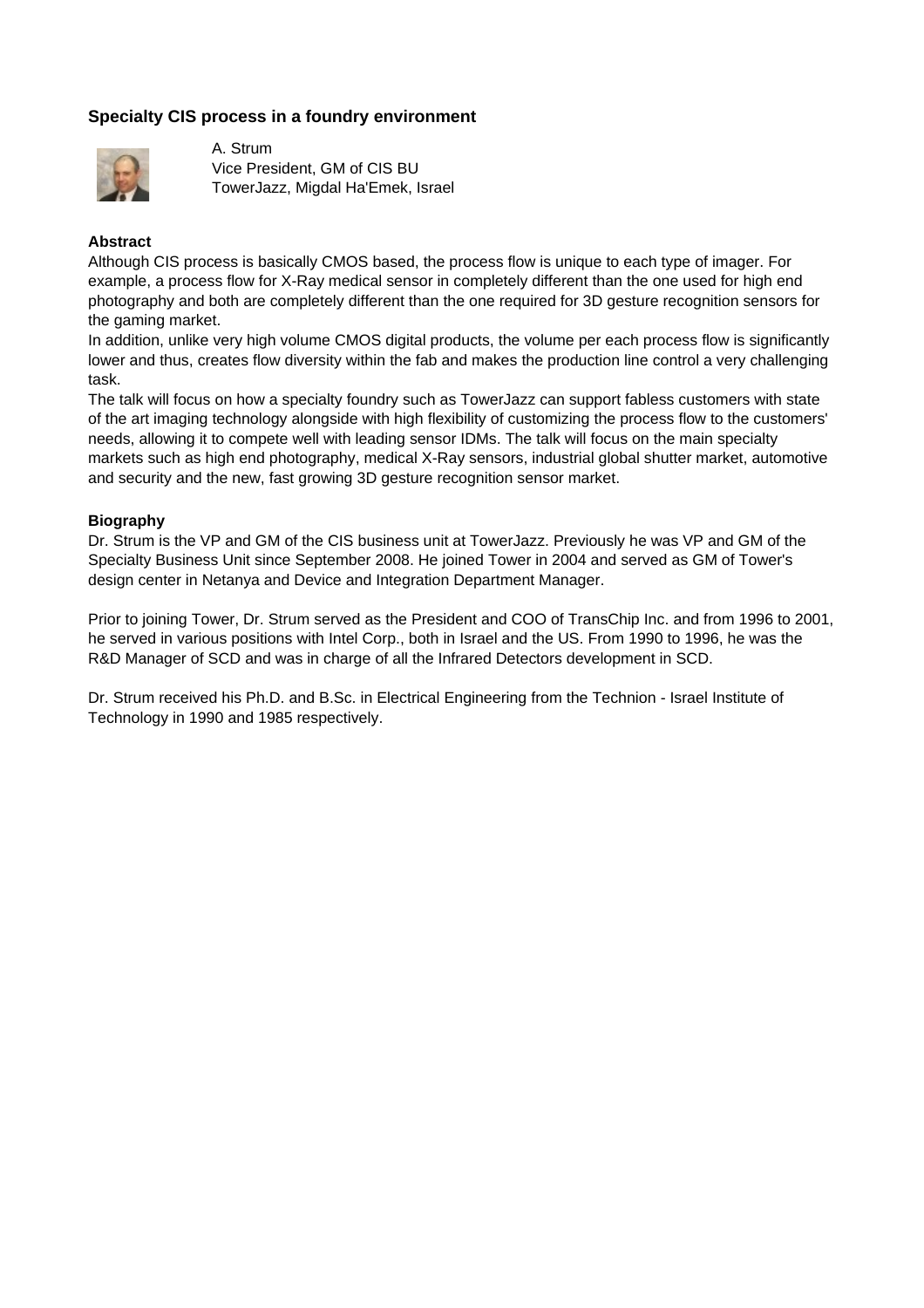### Specialty CIS process in a foundry environment

A. Strum
Vice President, GM of CIS BU
TowerJazz, Migdal Ha'Emek, Israel

**Abstract**

Although CIS process is basically CMOS based, the process flow is unique to each type of imager. For example, a process flow for X-Ray medical sensor in completely different than the one used for high end photography and both are completely different than the one required for 3D gesture recognition sensors for the gaming market.

In addition, unlike very high volume CMOS digital products, the volume per each process flow is significantly lower and thus, creates flow diversity within the fab and makes the production line control a very challenging task.

The talk will focus on how a specialty foundry such as TowerJazz can support fabless customers with state of the art imaging technology alongside with high flexibility of customizing the process flow to the customers' needs, allowing it to compete well with leading sensor IDMs. The talk will focus on the main specialty markets such as high end photography, medical X-Ray sensors, industrial global shutter market, automotive and security and the new, fast growing 3D gesture recognition sensor market.

**Biography**

Dr. Strum is the VP and GM of the CIS business unit at TowerJazz. Previously he was VP and GM of the Specialty Business Unit since September 2008. He joined Tower in 2004 and served as GM of Tower's design center in Netanya and Device and Integration Department Manager.

Prior to joining Tower, Dr. Strum served as the President and COO of TransChip Inc. and from 1996 to 2001, he served in various positions with Intel Corp., both in Israel and the US. From 1990 to 1996, he was the R&D Manager of SCD and was in charge of all the Infrared Detectors development in SCD.

Dr. Strum received his Ph.D. and B.Sc. in Electrical Engineering from the Technion - Israel Institute of Technology in 1990 and 1985 respectively.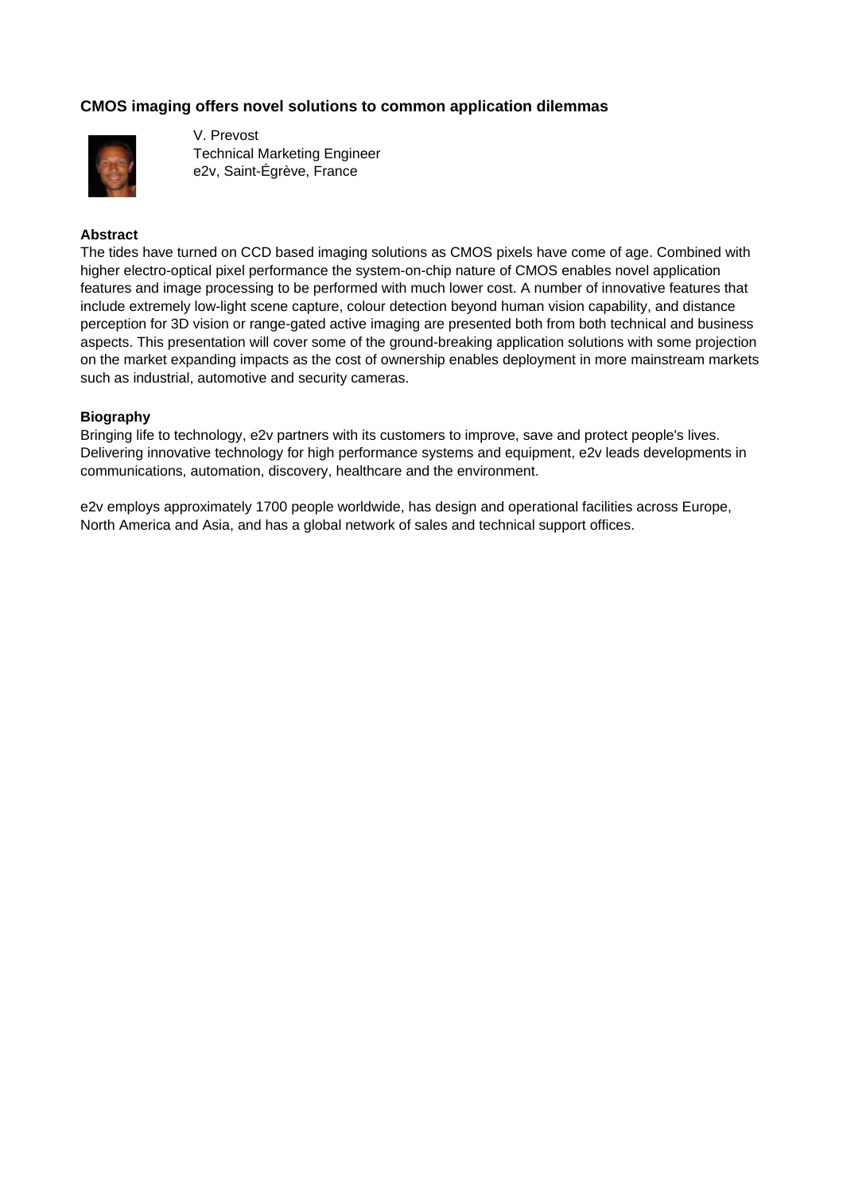### CMOS imaging offers novel solutions to common application dilemmas

V. Prevost
Technical Marketing Engineer
e2v, Saint-Égrève, France

**Abstract**

The tides have turned on CCD based imaging solutions as CMOS pixels have come of age. Combined with higher electro-optical pixel performance the system-on-chip nature of CMOS enables novel application features and image processing to be performed with much lower cost. A number of innovative features that include extremely low-light scene capture, colour detection beyond human vision capability, and distance perception for 3D vision or range-gated active imaging are presented both from both technical and business aspects. This presentation will cover some of the ground-breaking application solutions with some projection on the market expanding impacts as the cost of ownership enables deployment in more mainstream markets such as industrial, automotive and security cameras.

**Biography**

Bringing life to technology, e2v partners with its customers to improve, save and protect people's lives. Delivering innovative technology for high performance systems and equipment, e2v leads developments in communications, automation, discovery, healthcare and the environment.

e2v employs approximately 1700 people worldwide, has design and operational facilities across Europe, North America and Asia, and has a global network of sales and technical support offices.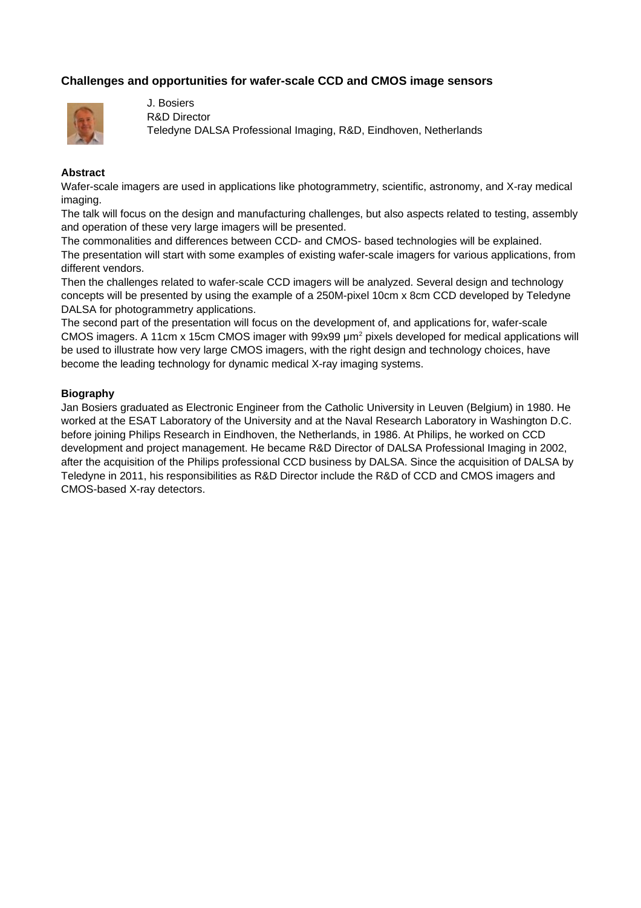## Challenges and opportunities for wafer-scale CCD and CMOS image sensors

J. Bosiers
R&D Director
Teledyne DALSA Professional Imaging, R&D, Eindhoven, Netherlands

**Abstract**

Wafer-scale imagers are used in applications like photogrammetry, scientific, astronomy, and X-ray medical imaging.

The talk will focus on the design and manufacturing challenges, but also aspects related to testing, assembly and operation of these very large imagers will be presented.

The commonalities and differences between CCD- and CMOS- based technologies will be explained.

The presentation will start with some examples of existing wafer-scale imagers for various applications, from different vendors.

Then the challenges related to wafer-scale CCD imagers will be analyzed. Several design and technology concepts will be presented by using the example of a 250M-pixel 10cm x 8cm CCD developed by Teledyne DALSA for photogrammetry applications.

The second part of the presentation will focus on the development of, and applications for, wafer-scale CMOS imagers. A 11cm x 15cm CMOS imager with 99x99 $\mu m^2$ pixels developed for medical applications will be used to illustrate how very large CMOS imagers, with the right design and technology choices, have become the leading technology for dynamic medical X-ray imaging systems.

**Biography**

Jan Bosiers graduated as Electronic Engineer from the Catholic University in Leuven (Belgium) in 1980. He worked at the ESAT Laboratory of the University and at the Naval Research Laboratory in Washington D.C. before joining Philips Research in Eindhoven, the Netherlands, in 1986. At Philips, he worked on CCD development and project management. He became R&D Director of DALSA Professional Imaging in 2002, after the acquisition of the Philips professional CCD business by DALSA. Since the acquisition of DALSA by Teledyne in 2011, his responsibilities as R&D Director include the R&D of CCD and CMOS imagers and CMOS-based X-ray detectors.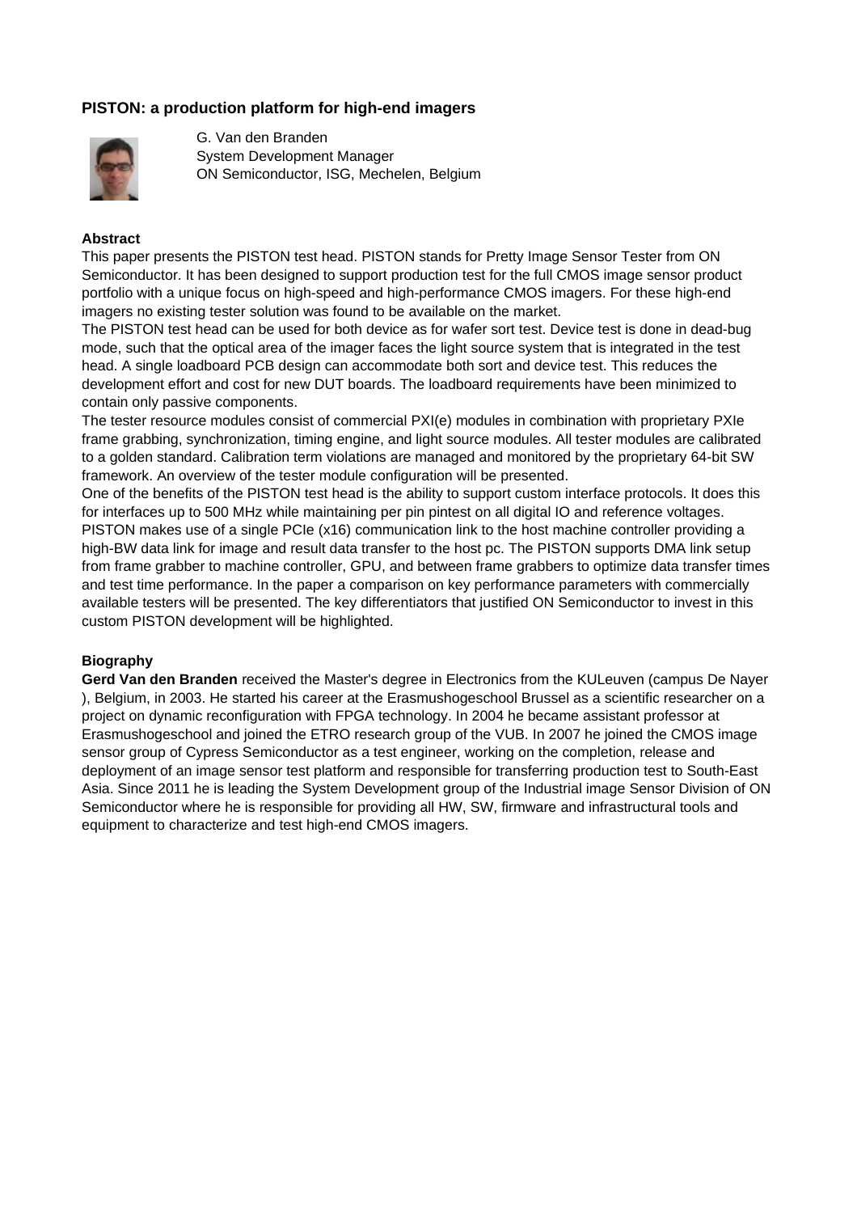## PISTON: a production platform for high-end imagers

G. Van den Branden
System Development Manager
ON Semiconductor, ISG, Mechelen, Belgium

### Abstract

This paper presents the PISTON test head. PISTON stands for Pretty Image Sensor Tester from ON Semiconductor. It has been designed to support production test for the full CMOS image sensor product portfolio with a unique focus on high-speed and high-performance CMOS imagers. For these high-end imagers no existing tester solution was found to be available on the market.

The PISTON test head can be used for both device as for wafer sort test. Device test is done in dead-bug mode, such that the optical area of the imager faces the light source system that is integrated in the test head. A single loadboard PCB design can accommodate both sort and device test. This reduces the development effort and cost for new DUT boards. The loadboard requirements have been minimized to contain only passive components.

The tester resource modules consist of commercial PXI(e) modules in combination with proprietary PXIe frame grabbing, synchronization, timing engine, and light source modules. All tester modules are calibrated to a golden standard. Calibration term violations are managed and monitored by the proprietary 64-bit SW framework. An overview of the tester module configuration will be presented.

One of the benefits of the PISTON test head is the ability to support custom interface protocols. It does this for interfaces up to 500 MHz while maintaining per pin pintest on all digital IO and reference voltages. PISTON makes use of a single PCIe (x16) communication link to the host machine controller providing a high-BW data link for image and result data transfer to the host pc. The PISTON supports DMA link setup from frame grabber to machine controller, GPU, and between frame grabbers to optimize data transfer times and test time performance. In the paper a comparison on key performance parameters with commercially available testers will be presented. The key differentiators that justified ON Semiconductor to invest in this custom PISTON development will be highlighted.

### Biography

**Gerd Van den Branden** received the Master's degree in Electronics from the KULeuven (campus De Nayer ), Belgium, in 2003. He started his career at the Erasmushogeschool Brussel as a scientific researcher on a project on dynamic reconfiguration with FPGA technology. In 2004 he became assistant professor at Erasmushogeschool and joined the ETRO research group of the VUB. In 2007 he joined the CMOS image sensor group of Cypress Semiconductor as a test engineer, working on the completion, release and deployment of an image sensor test platform and responsible for transferring production test to South-East Asia. Since 2011 he is leading the System Development group of the Industrial image Sensor Division of ON Semiconductor where he is responsible for providing all HW, SW, firmware and infrastructural tools and equipment to characterize and test high-end CMOS imagers.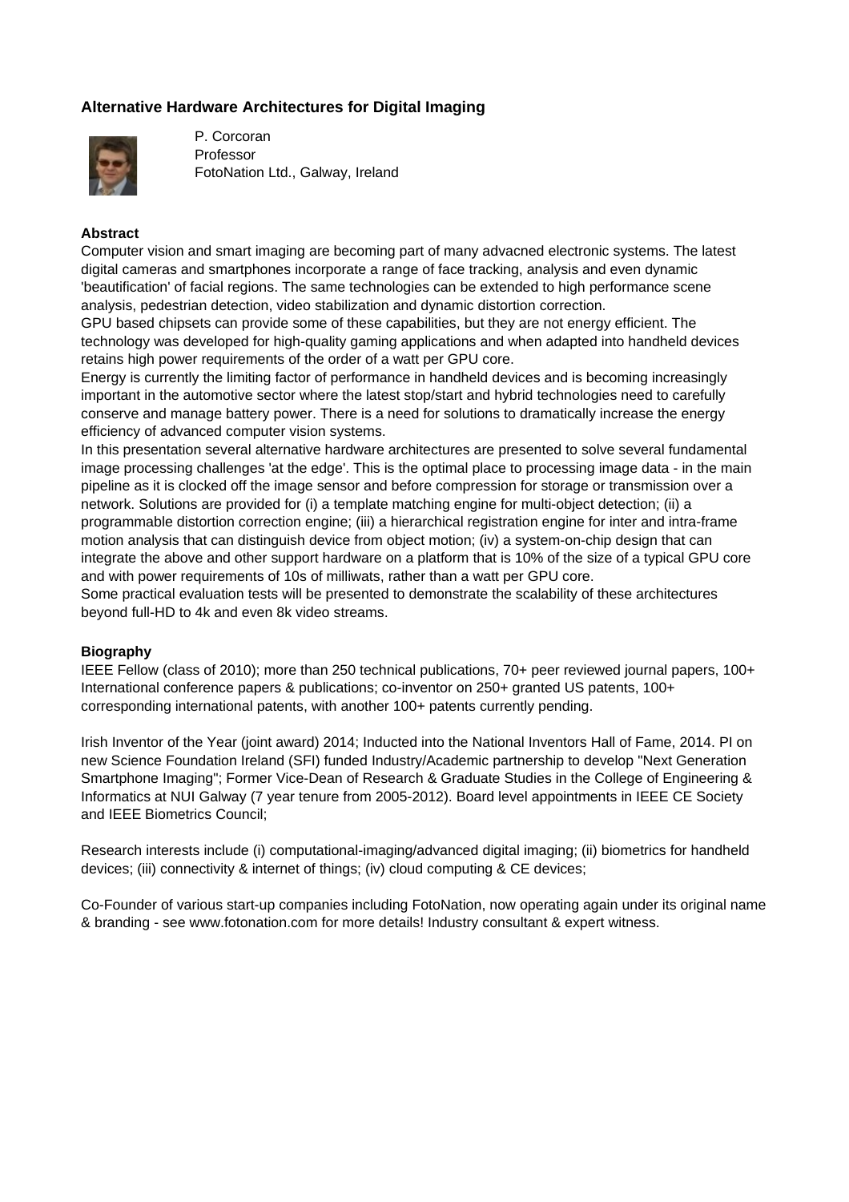## Alternative Hardware Architectures for Digital Imaging

P. Corcoran
Professor
FotoNation Ltd., Galway, Ireland

**Abstract**

Computer vision and smart imaging are becoming part of many advacned electronic systems. The latest digital cameras and smartphones incorporate a range of face tracking, analysis and even dynamic 'beautification' of facial regions. The same technologies can be extended to high performance scene analysis, pedestrian detection, video stabilization and dynamic distortion correction.
GPU based chipsets can provide some of these capabilities, but they are not energy efficient. The technology was developed for high-quality gaming applications and when adapted into handheld devices retains high power requirements of the order of a watt per GPU core.
Energy is currently the limiting factor of performance in handheld devices and is becoming increasingly important in the automotive sector where the latest stop/start and hybrid technologies need to carefully conserve and manage battery power. There is a need for solutions to dramatically increase the energy efficiency of advanced computer vision systems.
In this presentation several alternative hardware architectures are presented to solve several fundamental image processing challenges 'at the edge'. This is the optimal place to processing image data - in the main pipeline as it is clocked off the image sensor and before compression for storage or transmission over a network. Solutions are provided for (i) a template matching engine for multi-object detection; (ii) a programmable distortion correction engine; (iii) a hierarchical registration engine for inter and intra-frame motion analysis that can distinguish device from object motion; (iv) a system-on-chip design that can integrate the above and other support hardware on a platform that is 10% of the size of a typical GPU core and with power requirements of 10s of milliwats, rather than a watt per GPU core.
Some practical evaluation tests will be presented to demonstrate the scalability of these architectures beyond full-HD to 4k and even 8k video streams.

**Biography**

IEEE Fellow (class of 2010); more than 250 technical publications, 70+ peer reviewed journal papers, 100+ International conference papers & publications; co-inventor on 250+ granted US patents, 100+ corresponding international patents, with another 100+ patents currently pending.

Irish Inventor of the Year (joint award) 2014; Inducted into the National Inventors Hall of Fame, 2014. PI on new Science Foundation Ireland (SFI) funded Industry/Academic partnership to develop "Next Generation Smartphone Imaging"; Former Vice-Dean of Research & Graduate Studies in the College of Engineering & Informatics at NUI Galway (7 year tenure from 2005-2012). Board level appointments in IEEE CE Society and IEEE Biometrics Council;

Research interests include (i) computational-imaging/advanced digital imaging; (ii) biometrics for handheld devices; (iii) connectivity & internet of things; (iv) cloud computing & CE devices;

Co-Founder of various start-up companies including FotoNation, now operating again under its original name & branding - see www.fotonation.com for more details! Industry consultant & expert witness.